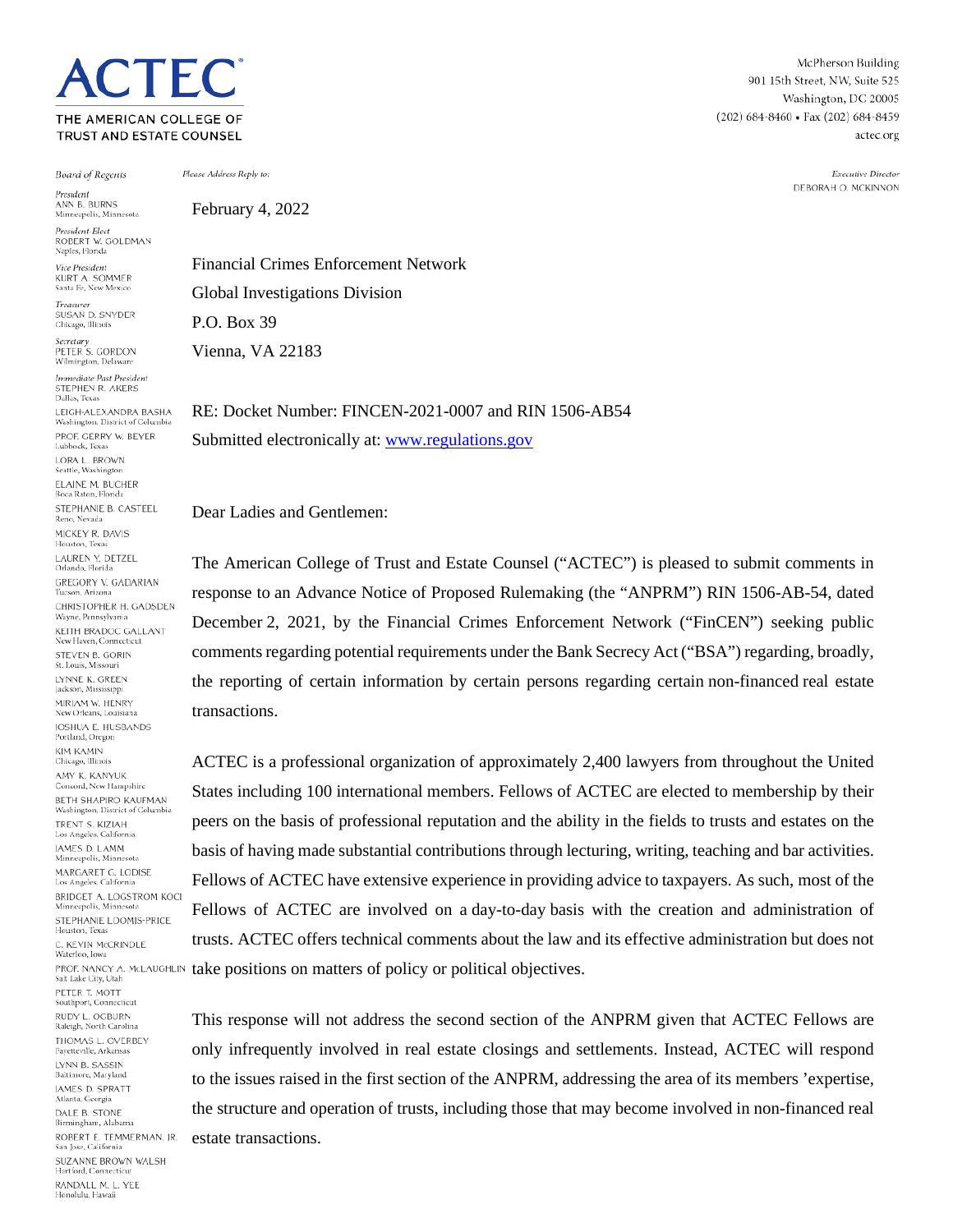# ACTEC

THE AMERICAN COLLEGE OF TRUST AND ESTATE COUNSEL

McPherson Building
901 15th Street, NW, Suite 525
Washington, DC 20005
(202) 684-8460 • Fax (202) 684-8459
actec.org

*Board of Regents*

*President*
ANN B. BURNS
Minneapolis, Minnesota

*President-Elect*
ROBERT W. GOLDMAN
Naples, Florida

*Vice President*
KURT A. SOMMER
Santa Fe, New Mexico

*Treasurer*
SUSAN D. SNYDER
Chicago, Illinois

*Secretary*
PETER S. GORDON
Wilmington, Delaware

*Immediate Past President*
STEPHEN R. AKERS
Dallas, Texas

LEIGH-ALEXANDRA BASHA
Washington, District of Columbia

PROF. GERRY W. BEYER
Lubbock, Texas

LORA L. BROWN
Seattle, Washington

ELAINE M. BUCHER
Boca Raton, Florida

STEPHANIE B. CASTEEL
Reno, Nevada

MICKEY R. DAVIS
Houston, Texas

LAUREN Y. DETZEL
Orlando, Florida

GREGORY V. GADARIAN
Tucson, Arizona

CHRISTOPHER H. GADSDEN
Wayne, Pennsylvania

KEITH BRADOC GALLANT
New Haven, Connecticut

STEVEN B. GORIN
St. Louis, Missouri

LYNNE K. GREEN
Jackson, Mississippi

MIRIAM W. HENRY
New Orleans, Louisiana

JOSHUA E. HUSBANDS
Portland, Oregon

KIM KAMIN
Chicago, Illinois

AMY K. KANYUK
Concord, New Hampshire

BETH SHAPIRO KAUFMAN
Washington, District of Columbia

TRENT S. KIZIAH
Los Angeles, California

JAMES D. LAMM
Minneapolis, Minnesota

MARGARET G. LODISE
Los Angeles, California

BRIDGET A. LOGSTROM KOCI
Minneapolis, Minnesota

STEPHANIE LOOMIS-PRICE
Houston, Texas

C. KEVIN McCRINDLE
Waterloo, Iowa

PROF. NANCY A. McLAUGHLIN
Salt Lake City, Utah

PETER T. MOTT
Southport, Connecticut

RUDY L. OGBURN
Raleigh, North Carolina

THOMAS L. OVERBEY
Fayetteville, Arkansas

LYNN B. SASSIN
Baltimore, Maryland

JAMES D. SPRATT
Atlanta, Georgia

DALE B. STONE
Birmingham, Alabama

ROBERT E. TEMMERMAN, JR.
San Jose, California

SUZANNE BROWN WALSH
Hartford, Connecticut

RANDALL M. L. YEE
Honolulu, Hawaii

*Please Address Reply to:*

*Executive Director*
DEBORAH O. MCKINNON

February 4, 2022

Financial Crimes Enforcement Network
Global Investigations Division
P.O. Box 39
Vienna, VA 22183

RE: Docket Number: FINCEN-2021-0007 and RIN 1506-AB54
Submitted electronically at: www.regulations.gov

Dear Ladies and Gentlemen:

The American College of Trust and Estate Counsel ("ACTEC") is pleased to submit comments in response to an Advance Notice of Proposed Rulemaking (the "ANPRM") RIN 1506-AB-54, dated December 2, 2021, by the Financial Crimes Enforcement Network ("FinCEN") seeking public comments regarding potential requirements under the Bank Secrecy Act ("BSA") regarding, broadly, the reporting of certain information by certain persons regarding certain non-financed real estate transactions.

ACTEC is a professional organization of approximately 2,400 lawyers from throughout the United States including 100 international members. Fellows of ACTEC are elected to membership by their peers on the basis of professional reputation and the ability in the fields to trusts and estates on the basis of having made substantial contributions through lecturing, writing, teaching and bar activities. Fellows of ACTEC have extensive experience in providing advice to taxpayers. As such, most of the Fellows of ACTEC are involved on a day-to-day basis with the creation and administration of trusts. ACTEC offers technical comments about the law and its effective administration but does not take positions on matters of policy or political objectives.

This response will not address the second section of the ANPRM given that ACTEC Fellows are only infrequently involved in real estate closings and settlements. Instead, ACTEC will respond to the issues raised in the first section of the ANPRM, addressing the area of its members 'expertise, the structure and operation of trusts, including those that may become involved in non-financed real estate transactions.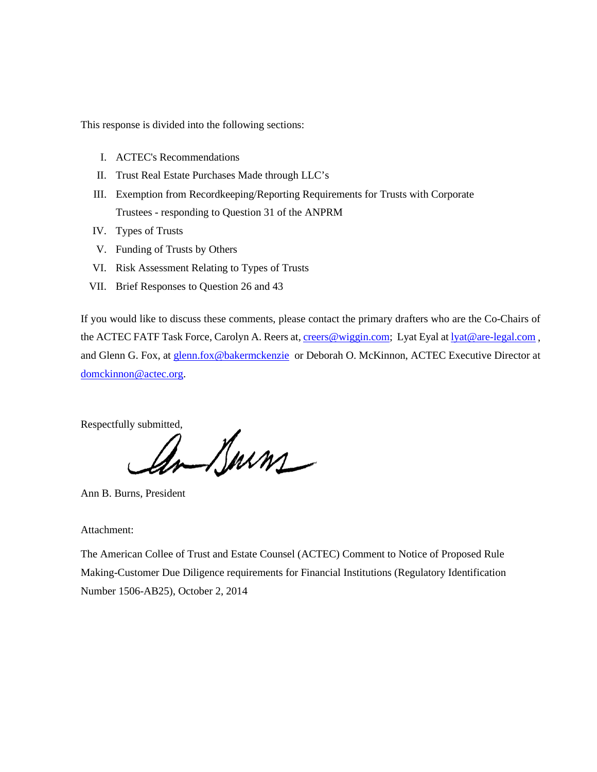This response is divided into the following sections:

I. ACTEC's Recommendations
II. Trust Real Estate Purchases Made through LLC's
III. Exemption from Recordkeeping/Reporting Requirements for Trusts with Corporate Trustees - responding to Question 31 of the ANPRM
IV. Types of Trusts
V. Funding of Trusts by Others
VI. Risk Assessment Relating to Types of Trusts
VII. Brief Responses to Question 26 and 43

If you would like to discuss these comments, please contact the primary drafters who are the Co-Chairs of the ACTEC FATF Task Force, Carolyn A. Reers at, creers@wiggin.com; Lyat Eyal at lyat@are-legal.com , and Glenn G. Fox, at glenn.fox@bakermckenzie or Deborah O. McKinnon, ACTEC Executive Director at domckinnon@actec.org.

Respectfully submitted,

Ann B. Burns, President

Attachment:

The American Collee of Trust and Estate Counsel (ACTEC) Comment to Notice of Proposed Rule Making-Customer Due Diligence requirements for Financial Institutions (Regulatory Identification Number 1506-AB25), October 2, 2014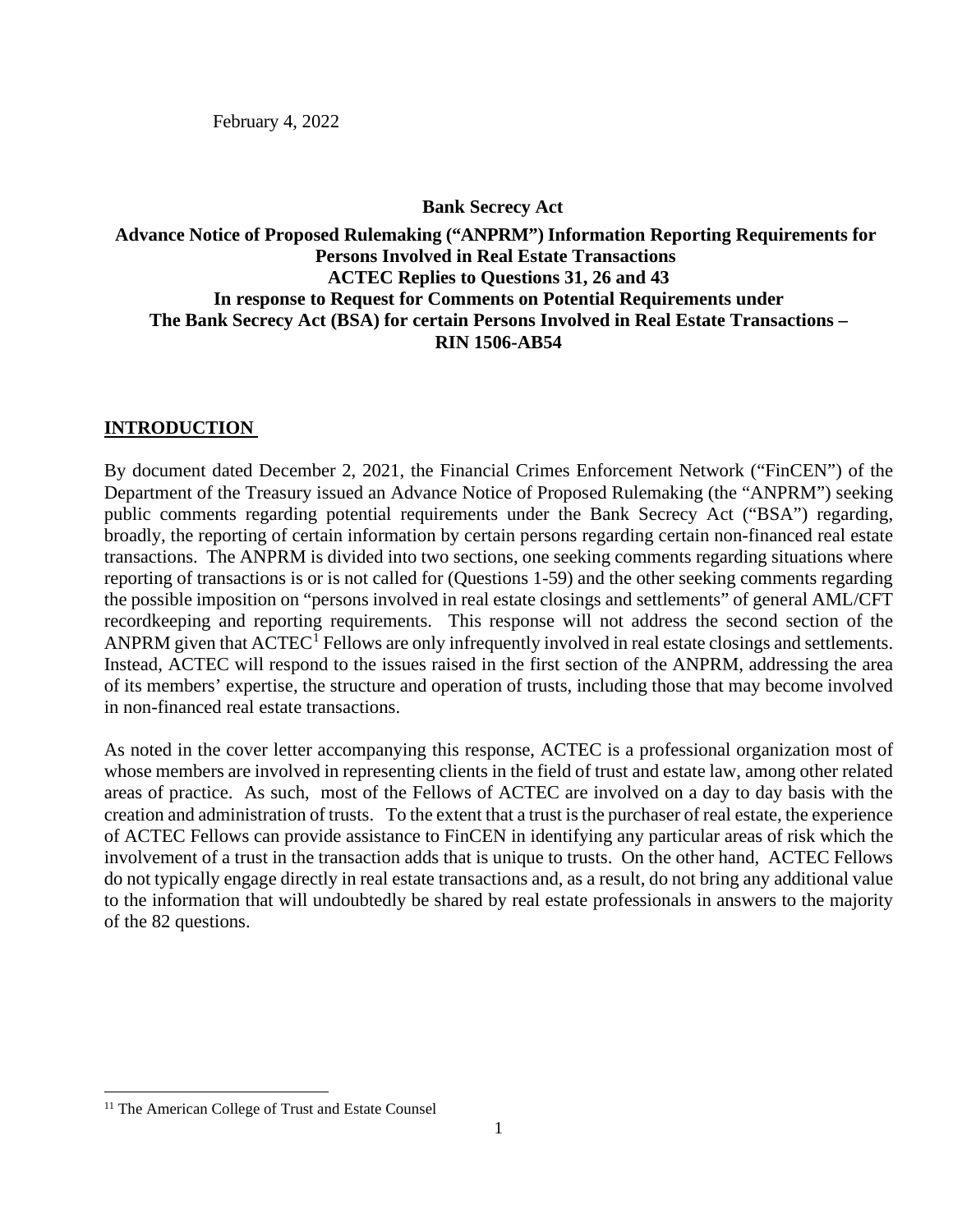February 4, 2022

**Bank Secrecy Act**

**Advance Notice of Proposed Rulemaking ("ANPRM") Information Reporting Requirements for Persons Involved in Real Estate Transactions**
**ACTEC Replies to Questions 31, 26 and 43**
**In response to Request for Comments on Potential Requirements under The Bank Secrecy Act (BSA) for certain Persons Involved in Real Estate Transactions – RIN 1506-AB54**

## INTRODUCTION

By document dated December 2, 2021, the Financial Crimes Enforcement Network ("FinCEN") of the Department of the Treasury issued an Advance Notice of Proposed Rulemaking (the "ANPRM") seeking public comments regarding potential requirements under the Bank Secrecy Act ("BSA") regarding, broadly, the reporting of certain information by certain persons regarding certain non-financed real estate transactions. The ANPRM is divided into two sections, one seeking comments regarding situations where reporting of transactions is or is not called for (Questions 1-59) and the other seeking comments regarding the possible imposition on "persons involved in real estate closings and settlements" of general AML/CFT recordkeeping and reporting requirements. This response will not address the second section of the ANPRM given that ACTEC[1] Fellows are only infrequently involved in real estate closings and settlements. Instead, ACTEC will respond to the issues raised in the first section of the ANPRM, addressing the area of its members' expertise, the structure and operation of trusts, including those that may become involved in non-financed real estate transactions.

As noted in the cover letter accompanying this response, ACTEC is a professional organization most of whose members are involved in representing clients in the field of trust and estate law, among other related areas of practice. As such, most of the Fellows of ACTEC are involved on a day to day basis with the creation and administration of trusts. To the extent that a trust is the purchaser of real estate, the experience of ACTEC Fellows can provide assistance to FinCEN in identifying any particular areas of risk which the involvement of a trust in the transaction adds that is unique to trusts. On the other hand, ACTEC Fellows do not typically engage directly in real estate transactions and, as a result, do not bring any additional value to the information that will undoubtedly be shared by real estate professionals in answers to the majority of the 82 questions.

---

[11] The American College of Trust and Estate Counsel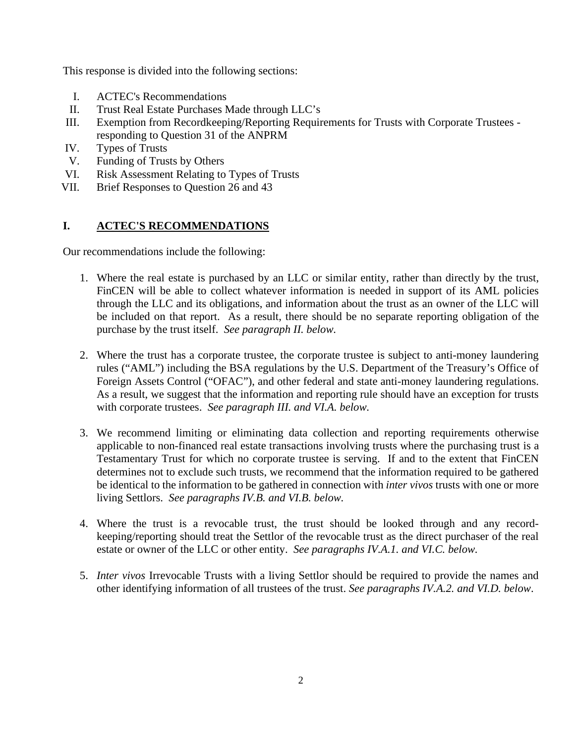This response is divided into the following sections:

I. ACTEC's Recommendations
II. Trust Real Estate Purchases Made through LLC's
III. Exemption from Recordkeeping/Reporting Requirements for Trusts with Corporate Trustees - responding to Question 31 of the ANPRM
IV. Types of Trusts
V. Funding of Trusts by Others
VI. Risk Assessment Relating to Types of Trusts
VII. Brief Responses to Question 26 and 43

## I. ACTEC'S RECOMMENDATIONS

Our recommendations include the following:

1. Where the real estate is purchased by an LLC or similar entity, rather than directly by the trust, FinCEN will be able to collect whatever information is needed in support of its AML policies through the LLC and its obligations, and information about the trust as an owner of the LLC will be included on that report. As a result, there should be no separate reporting obligation of the purchase by the trust itself. *See paragraph II. below.*

2. Where the trust has a corporate trustee, the corporate trustee is subject to anti-money laundering rules ("AML") including the BSA regulations by the U.S. Department of the Treasury's Office of Foreign Assets Control ("OFAC"), and other federal and state anti-money laundering regulations. As a result, we suggest that the information and reporting rule should have an exception for trusts with corporate trustees. *See paragraph III. and VI.A. below.*

3. We recommend limiting or eliminating data collection and reporting requirements otherwise applicable to non-financed real estate transactions involving trusts where the purchasing trust is a Testamentary Trust for which no corporate trustee is serving. If and to the extent that FinCEN determines not to exclude such trusts, we recommend that the information required to be gathered be identical to the information to be gathered in connection with *inter vivos* trusts with one or more living Settlors. *See paragraphs IV.B. and VI.B. below.*

4. Where the trust is a revocable trust, the trust should be looked through and any record-keeping/reporting should treat the Settlor of the revocable trust as the direct purchaser of the real estate or owner of the LLC or other entity. *See paragraphs IV.A.1. and VI.C. below.*

5. *Inter vivos* Irrevocable Trusts with a living Settlor should be required to provide the names and other identifying information of all trustees of the trust. *See paragraphs IV.A.2. and VI.D. below*.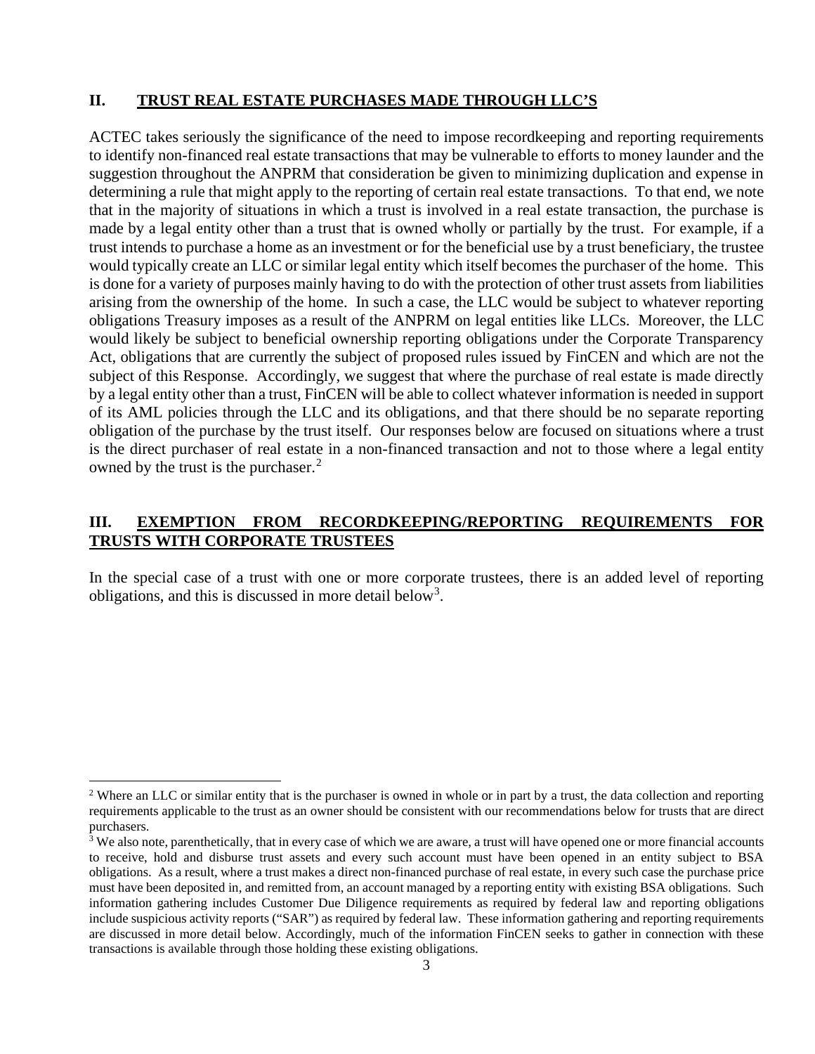## II. TRUST REAL ESTATE PURCHASES MADE THROUGH LLC'S

ACTEC takes seriously the significance of the need to impose recordkeeping and reporting requirements to identify non-financed real estate transactions that may be vulnerable to efforts to money launder and the suggestion throughout the ANPRM that consideration be given to minimizing duplication and expense in determining a rule that might apply to the reporting of certain real estate transactions. To that end, we note that in the majority of situations in which a trust is involved in a real estate transaction, the purchase is made by a legal entity other than a trust that is owned wholly or partially by the trust. For example, if a trust intends to purchase a home as an investment or for the beneficial use by a trust beneficiary, the trustee would typically create an LLC or similar legal entity which itself becomes the purchaser of the home. This is done for a variety of purposes mainly having to do with the protection of other trust assets from liabilities arising from the ownership of the home. In such a case, the LLC would be subject to whatever reporting obligations Treasury imposes as a result of the ANPRM on legal entities like LLCs. Moreover, the LLC would likely be subject to beneficial ownership reporting obligations under the Corporate Transparency Act, obligations that are currently the subject of proposed rules issued by FinCEN and which are not the subject of this Response. Accordingly, we suggest that where the purchase of real estate is made directly by a legal entity other than a trust, FinCEN will be able to collect whatever information is needed in support of its AML policies through the LLC and its obligations, and that there should be no separate reporting obligation of the purchase by the trust itself. Our responses below are focused on situations where a trust is the direct purchaser of real estate in a non-financed transaction and not to those where a legal entity owned by the trust is the purchaser.[2]

## III. EXEMPTION FROM RECORDKEEPING/REPORTING REQUIREMENTS FOR TRUSTS WITH CORPORATE TRUSTEES

In the special case of a trust with one or more corporate trustees, there is an added level of reporting obligations, and this is discussed in more detail below[3].

---

[2] Where an LLC or similar entity that is the purchaser is owned in whole or in part by a trust, the data collection and reporting requirements applicable to the trust as an owner should be consistent with our recommendations below for trusts that are direct purchasers.

[3] We also note, parenthetically, that in every case of which we are aware, a trust will have opened one or more financial accounts to receive, hold and disburse trust assets and every such account must have been opened in an entity subject to BSA obligations. As a result, where a trust makes a direct non-financed purchase of real estate, in every such case the purchase price must have been deposited in, and remitted from, an account managed by a reporting entity with existing BSA obligations. Such information gathering includes Customer Due Diligence requirements as required by federal law and reporting obligations include suspicious activity reports ("SAR") as required by federal law. These information gathering and reporting requirements are discussed in more detail below. Accordingly, much of the information FinCEN seeks to gather in connection with these transactions is available through those holding these existing obligations.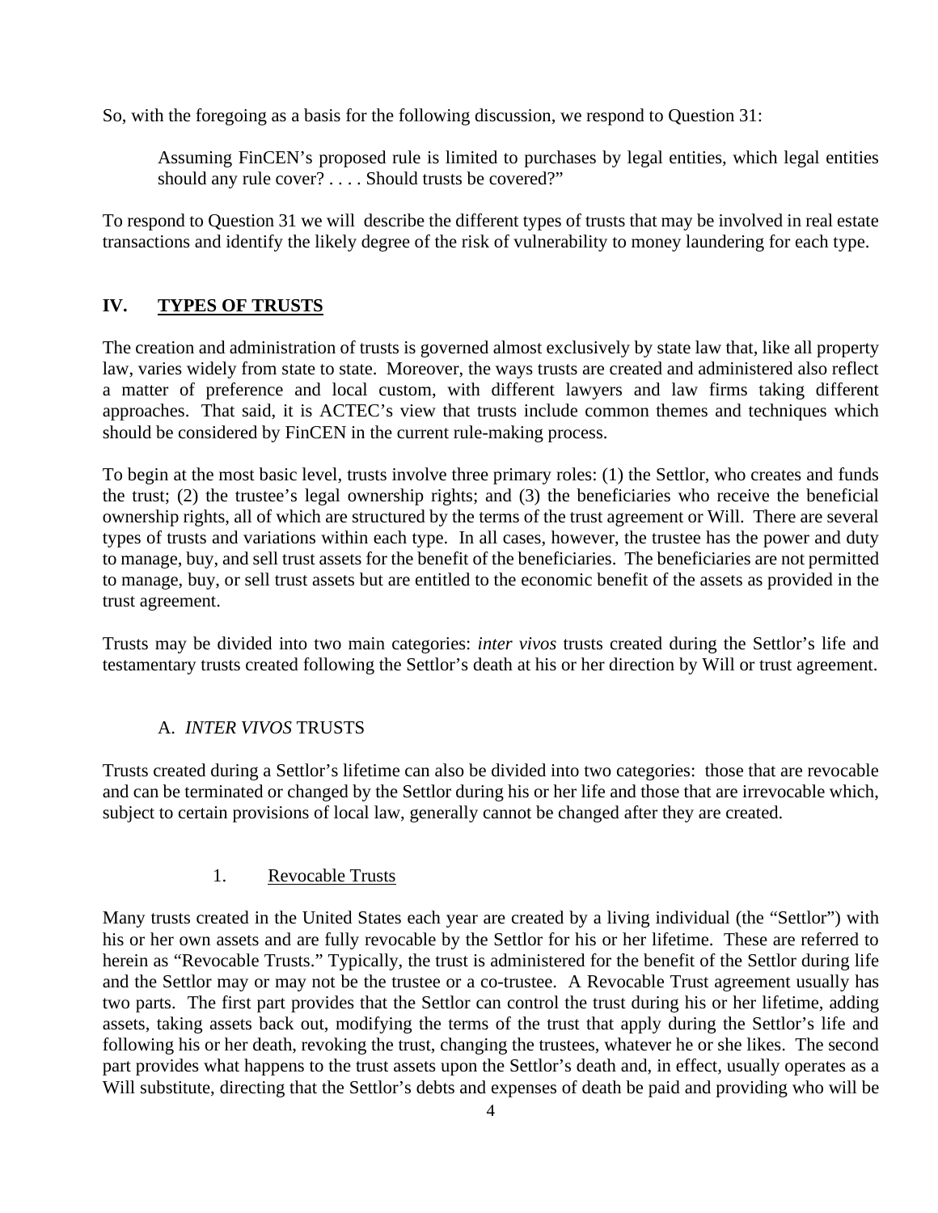So, with the foregoing as a basis for the following discussion, we respond to Question 31:

> Assuming FinCEN's proposed rule is limited to purchases by legal entities, which legal entities should any rule cover? . . . . Should trusts be covered?"

To respond to Question 31 we will describe the different types of trusts that may be involved in real estate transactions and identify the likely degree of the risk of vulnerability to money laundering for each type.

## IV. <u>TYPES OF TRUSTS</u>

The creation and administration of trusts is governed almost exclusively by state law that, like all property law, varies widely from state to state. Moreover, the ways trusts are created and administered also reflect a matter of preference and local custom, with different lawyers and law firms taking different approaches. That said, it is ACTEC's view that trusts include common themes and techniques which should be considered by FinCEN in the current rule-making process.

To begin at the most basic level, trusts involve three primary roles: (1) the Settlor, who creates and funds the trust; (2) the trustee's legal ownership rights; and (3) the beneficiaries who receive the beneficial ownership rights, all of which are structured by the terms of the trust agreement or Will. There are several types of trusts and variations within each type. In all cases, however, the trustee has the power and duty to manage, buy, and sell trust assets for the benefit of the beneficiaries. The beneficiaries are not permitted to manage, buy, or sell trust assets but are entitled to the economic benefit of the assets as provided in the trust agreement.

Trusts may be divided into two main categories: *inter vivos* trusts created during the Settlor's life and testamentary trusts created following the Settlor's death at his or her direction by Will or trust agreement.

### A. *INTER VIVOS* TRUSTS

Trusts created during a Settlor's lifetime can also be divided into two categories: those that are revocable and can be terminated or changed by the Settlor during his or her life and those that are irrevocable which, subject to certain provisions of local law, generally cannot be changed after they are created.

#### 1. <u>Revocable Trusts</u>

Many trusts created in the United States each year are created by a living individual (the "Settlor") with his or her own assets and are fully revocable by the Settlor for his or her lifetime. These are referred to herein as "Revocable Trusts." Typically, the trust is administered for the benefit of the Settlor during life and the Settlor may or may not be the trustee or a co-trustee. A Revocable Trust agreement usually has two parts. The first part provides that the Settlor can control the trust during his or her lifetime, adding assets, taking assets back out, modifying the terms of the trust that apply during the Settlor's life and following his or her death, revoking the trust, changing the trustees, whatever he or she likes. The second part provides what happens to the trust assets upon the Settlor's death and, in effect, usually operates as a Will substitute, directing that the Settlor's debts and expenses of death be paid and providing who will be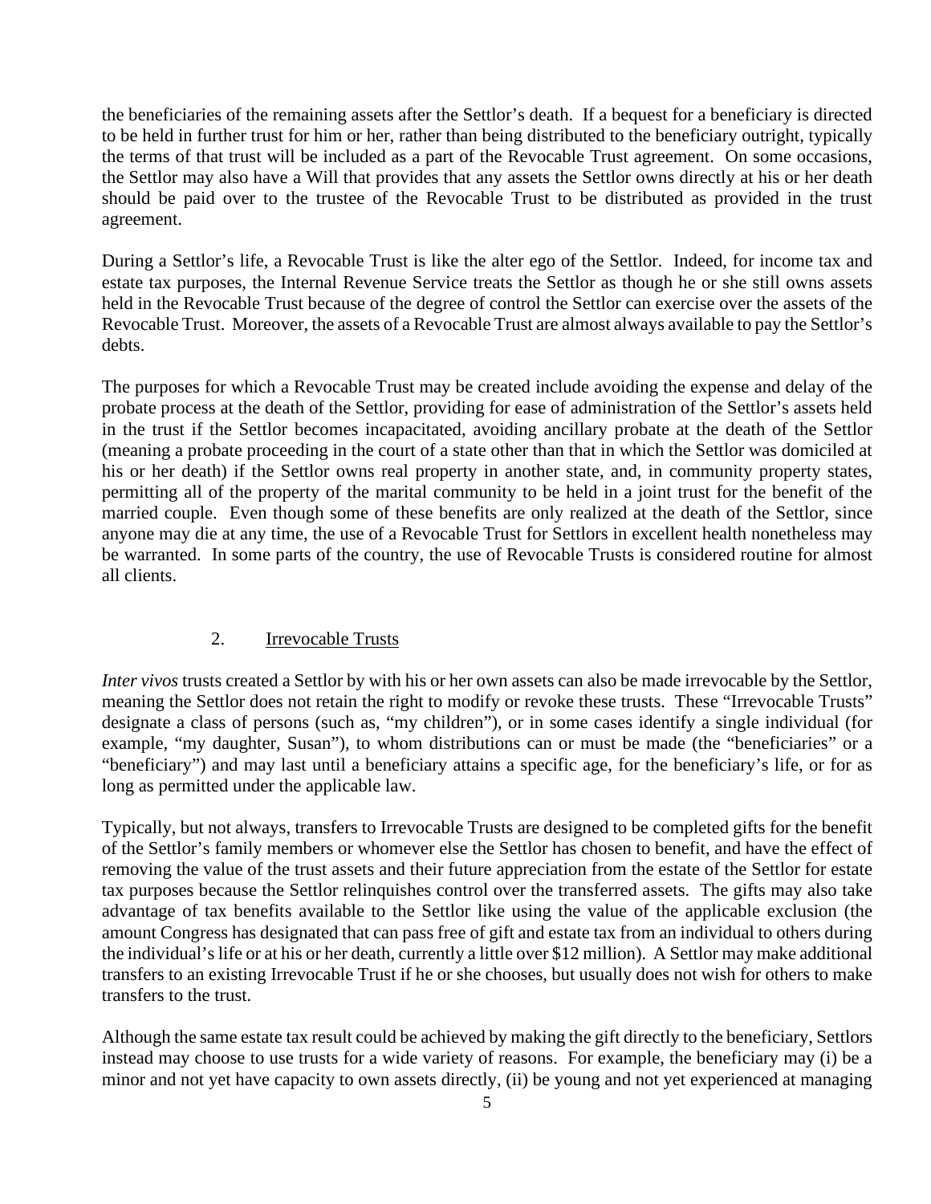the beneficiaries of the remaining assets after the Settlor's death. If a bequest for a beneficiary is directed to be held in further trust for him or her, rather than being distributed to the beneficiary outright, typically the terms of that trust will be included as a part of the Revocable Trust agreement. On some occasions, the Settlor may also have a Will that provides that any assets the Settlor owns directly at his or her death should be paid over to the trustee of the Revocable Trust to be distributed as provided in the trust agreement.

During a Settlor's life, a Revocable Trust is like the alter ego of the Settlor. Indeed, for income tax and estate tax purposes, the Internal Revenue Service treats the Settlor as though he or she still owns assets held in the Revocable Trust because of the degree of control the Settlor can exercise over the assets of the Revocable Trust. Moreover, the assets of a Revocable Trust are almost always available to pay the Settlor's debts.

The purposes for which a Revocable Trust may be created include avoiding the expense and delay of the probate process at the death of the Settlor, providing for ease of administration of the Settlor's assets held in the trust if the Settlor becomes incapacitated, avoiding ancillary probate at the death of the Settlor (meaning a probate proceeding in the court of a state other than that in which the Settlor was domiciled at his or her death) if the Settlor owns real property in another state, and, in community property states, permitting all of the property of the marital community to be held in a joint trust for the benefit of the married couple. Even though some of these benefits are only realized at the death of the Settlor, since anyone may die at any time, the use of a Revocable Trust for Settlors in excellent health nonetheless may be warranted. In some parts of the country, the use of Revocable Trusts is considered routine for almost all clients.

### 2. Irrevocable Trusts

*Inter vivos* trusts created a Settlor by with his or her own assets can also be made irrevocable by the Settlor, meaning the Settlor does not retain the right to modify or revoke these trusts. These "Irrevocable Trusts" designate a class of persons (such as, "my children"), or in some cases identify a single individual (for example, "my daughter, Susan"), to whom distributions can or must be made (the "beneficiaries" or a "beneficiary") and may last until a beneficiary attains a specific age, for the beneficiary's life, or for as long as permitted under the applicable law.

Typically, but not always, transfers to Irrevocable Trusts are designed to be completed gifts for the benefit of the Settlor's family members or whomever else the Settlor has chosen to benefit, and have the effect of removing the value of the trust assets and their future appreciation from the estate of the Settlor for estate tax purposes because the Settlor relinquishes control over the transferred assets. The gifts may also take advantage of tax benefits available to the Settlor like using the value of the applicable exclusion (the amount Congress has designated that can pass free of gift and estate tax from an individual to others during the individual's life or at his or her death, currently a little over $12 million). A Settlor may make additional transfers to an existing Irrevocable Trust if he or she chooses, but usually does not wish for others to make transfers to the trust.

Although the same estate tax result could be achieved by making the gift directly to the beneficiary, Settlors instead may choose to use trusts for a wide variety of reasons. For example, the beneficiary may (i) be a minor and not yet have capacity to own assets directly, (ii) be young and not yet experienced at managing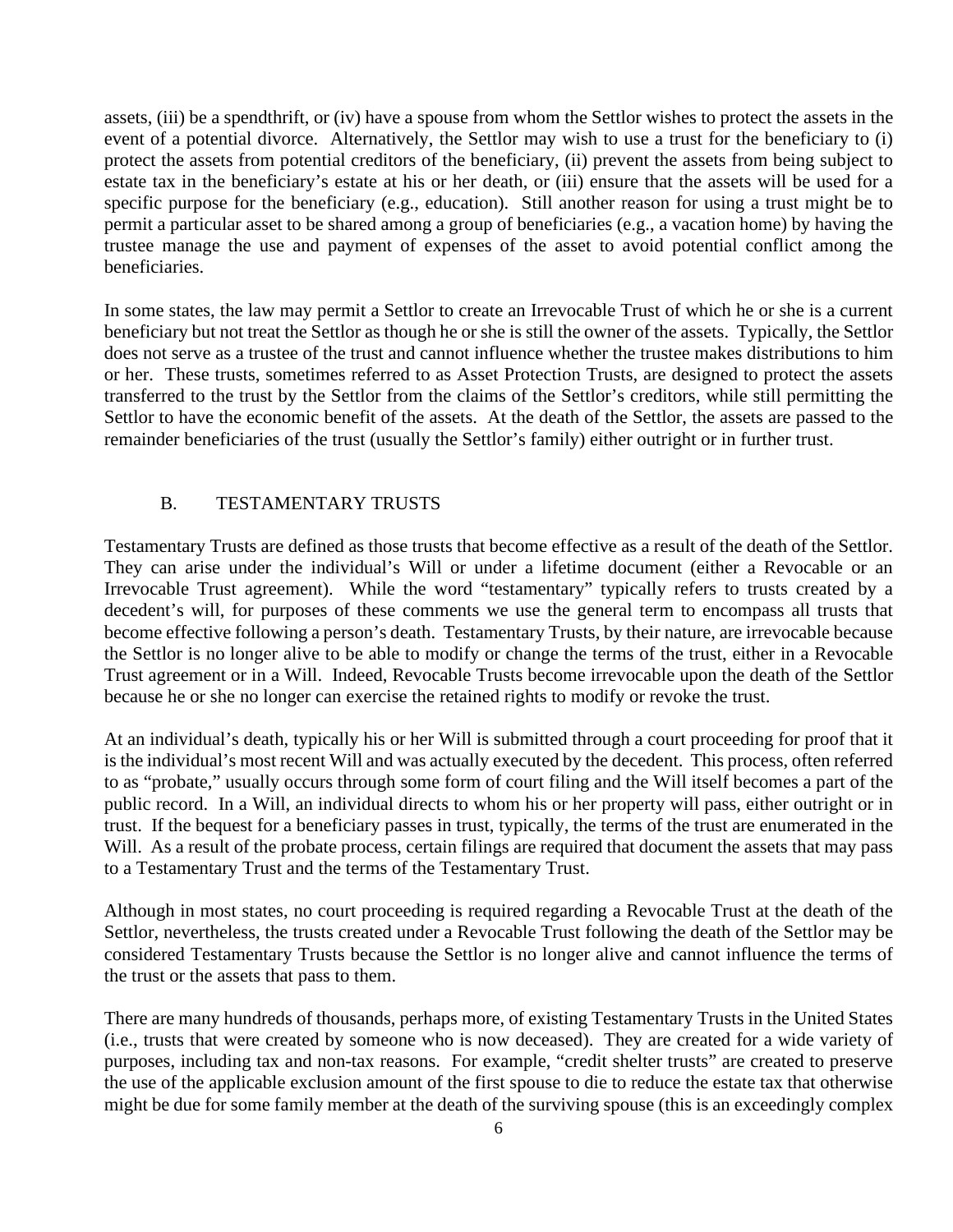assets, (iii) be a spendthrift, or (iv) have a spouse from whom the Settlor wishes to protect the assets in the event of a potential divorce. Alternatively, the Settlor may wish to use a trust for the beneficiary to (i) protect the assets from potential creditors of the beneficiary, (ii) prevent the assets from being subject to estate tax in the beneficiary's estate at his or her death, or (iii) ensure that the assets will be used for a specific purpose for the beneficiary (e.g., education). Still another reason for using a trust might be to permit a particular asset to be shared among a group of beneficiaries (e.g., a vacation home) by having the trustee manage the use and payment of expenses of the asset to avoid potential conflict among the beneficiaries.

In some states, the law may permit a Settlor to create an Irrevocable Trust of which he or she is a current beneficiary but not treat the Settlor as though he or she is still the owner of the assets. Typically, the Settlor does not serve as a trustee of the trust and cannot influence whether the trustee makes distributions to him or her. These trusts, sometimes referred to as Asset Protection Trusts, are designed to protect the assets transferred to the trust by the Settlor from the claims of the Settlor's creditors, while still permitting the Settlor to have the economic benefit of the assets. At the death of the Settlor, the assets are passed to the remainder beneficiaries of the trust (usually the Settlor's family) either outright or in further trust.

## B. TESTAMENTARY TRUSTS

Testamentary Trusts are defined as those trusts that become effective as a result of the death of the Settlor. They can arise under the individual's Will or under a lifetime document (either a Revocable or an Irrevocable Trust agreement). While the word "testamentary" typically refers to trusts created by a decedent's will, for purposes of these comments we use the general term to encompass all trusts that become effective following a person's death. Testamentary Trusts, by their nature, are irrevocable because the Settlor is no longer alive to be able to modify or change the terms of the trust, either in a Revocable Trust agreement or in a Will. Indeed, Revocable Trusts become irrevocable upon the death of the Settlor because he or she no longer can exercise the retained rights to modify or revoke the trust.

At an individual's death, typically his or her Will is submitted through a court proceeding for proof that it is the individual's most recent Will and was actually executed by the decedent. This process, often referred to as "probate," usually occurs through some form of court filing and the Will itself becomes a part of the public record. In a Will, an individual directs to whom his or her property will pass, either outright or in trust. If the bequest for a beneficiary passes in trust, typically, the terms of the trust are enumerated in the Will. As a result of the probate process, certain filings are required that document the assets that may pass to a Testamentary Trust and the terms of the Testamentary Trust.

Although in most states, no court proceeding is required regarding a Revocable Trust at the death of the Settlor, nevertheless, the trusts created under a Revocable Trust following the death of the Settlor may be considered Testamentary Trusts because the Settlor is no longer alive and cannot influence the terms of the trust or the assets that pass to them.

There are many hundreds of thousands, perhaps more, of existing Testamentary Trusts in the United States (i.e., trusts that were created by someone who is now deceased). They are created for a wide variety of purposes, including tax and non-tax reasons. For example, "credit shelter trusts" are created to preserve the use of the applicable exclusion amount of the first spouse to die to reduce the estate tax that otherwise might be due for some family member at the death of the surviving spouse (this is an exceedingly complex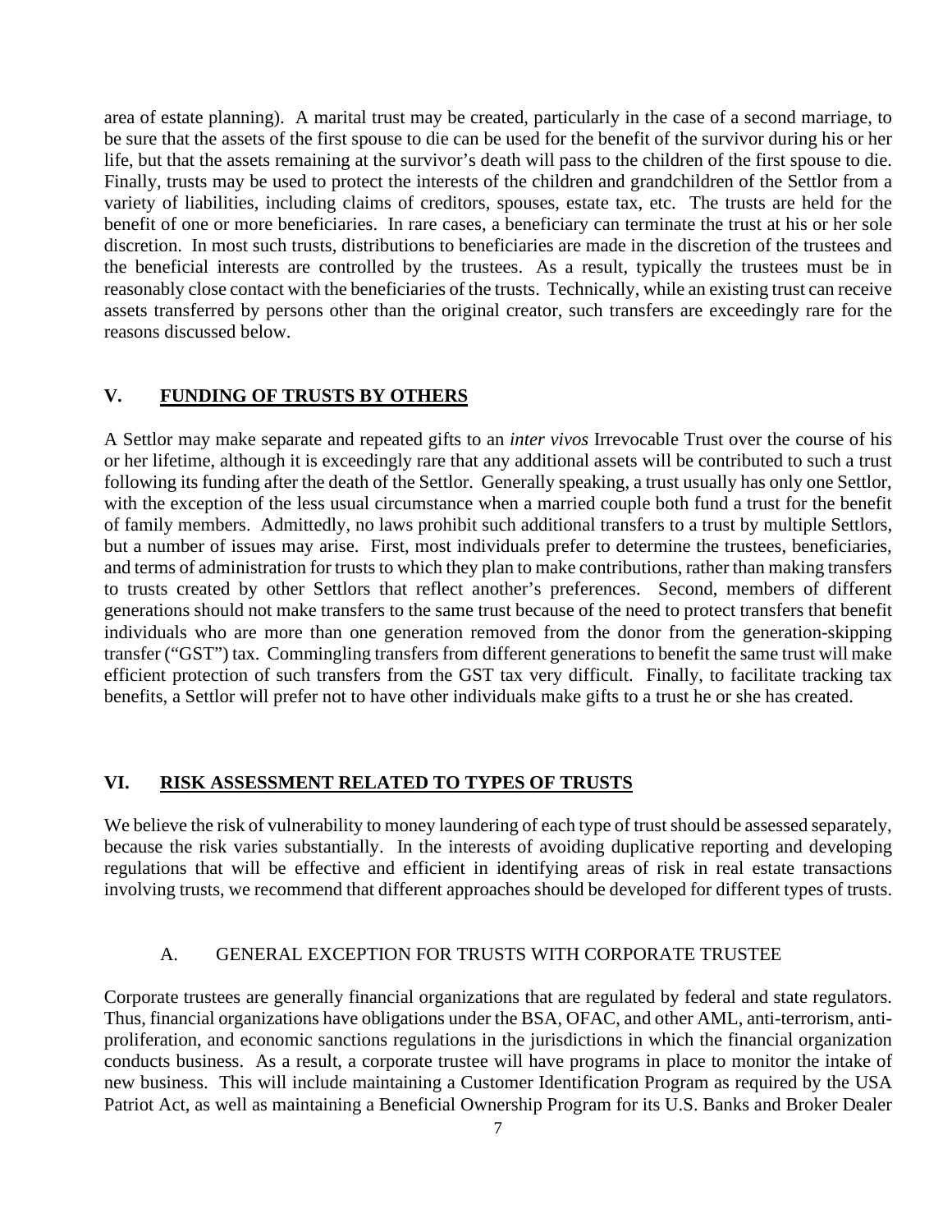area of estate planning). A marital trust may be created, particularly in the case of a second marriage, to be sure that the assets of the first spouse to die can be used for the benefit of the survivor during his or her life, but that the assets remaining at the survivor's death will pass to the children of the first spouse to die. Finally, trusts may be used to protect the interests of the children and grandchildren of the Settlor from a variety of liabilities, including claims of creditors, spouses, estate tax, etc. The trusts are held for the benefit of one or more beneficiaries. In rare cases, a beneficiary can terminate the trust at his or her sole discretion. In most such trusts, distributions to beneficiaries are made in the discretion of the trustees and the beneficial interests are controlled by the trustees. As a result, typically the trustees must be in reasonably close contact with the beneficiaries of the trusts. Technically, while an existing trust can receive assets transferred by persons other than the original creator, such transfers are exceedingly rare for the reasons discussed below.

## V. FUNDING OF TRUSTS BY OTHERS

A Settlor may make separate and repeated gifts to an *inter vivos* Irrevocable Trust over the course of his or her lifetime, although it is exceedingly rare that any additional assets will be contributed to such a trust following its funding after the death of the Settlor. Generally speaking, a trust usually has only one Settlor, with the exception of the less usual circumstance when a married couple both fund a trust for the benefit of family members. Admittedly, no laws prohibit such additional transfers to a trust by multiple Settlors, but a number of issues may arise. First, most individuals prefer to determine the trustees, beneficiaries, and terms of administration for trusts to which they plan to make contributions, rather than making transfers to trusts created by other Settlors that reflect another's preferences. Second, members of different generations should not make transfers to the same trust because of the need to protect transfers that benefit individuals who are more than one generation removed from the donor from the generation-skipping transfer ("GST") tax. Commingling transfers from different generations to benefit the same trust will make efficient protection of such transfers from the GST tax very difficult. Finally, to facilitate tracking tax benefits, a Settlor will prefer not to have other individuals make gifts to a trust he or she has created.

## VI. RISK ASSESSMENT RELATED TO TYPES OF TRUSTS

We believe the risk of vulnerability to money laundering of each type of trust should be assessed separately, because the risk varies substantially. In the interests of avoiding duplicative reporting and developing regulations that will be effective and efficient in identifying areas of risk in real estate transactions involving trusts, we recommend that different approaches should be developed for different types of trusts.

### A. GENERAL EXCEPTION FOR TRUSTS WITH CORPORATE TRUSTEE

Corporate trustees are generally financial organizations that are regulated by federal and state regulators. Thus, financial organizations have obligations under the BSA, OFAC, and other AML, anti-terrorism, anti-proliferation, and economic sanctions regulations in the jurisdictions in which the financial organization conducts business. As a result, a corporate trustee will have programs in place to monitor the intake of new business. This will include maintaining a Customer Identification Program as required by the USA Patriot Act, as well as maintaining a Beneficial Ownership Program for its U.S. Banks and Broker Dealer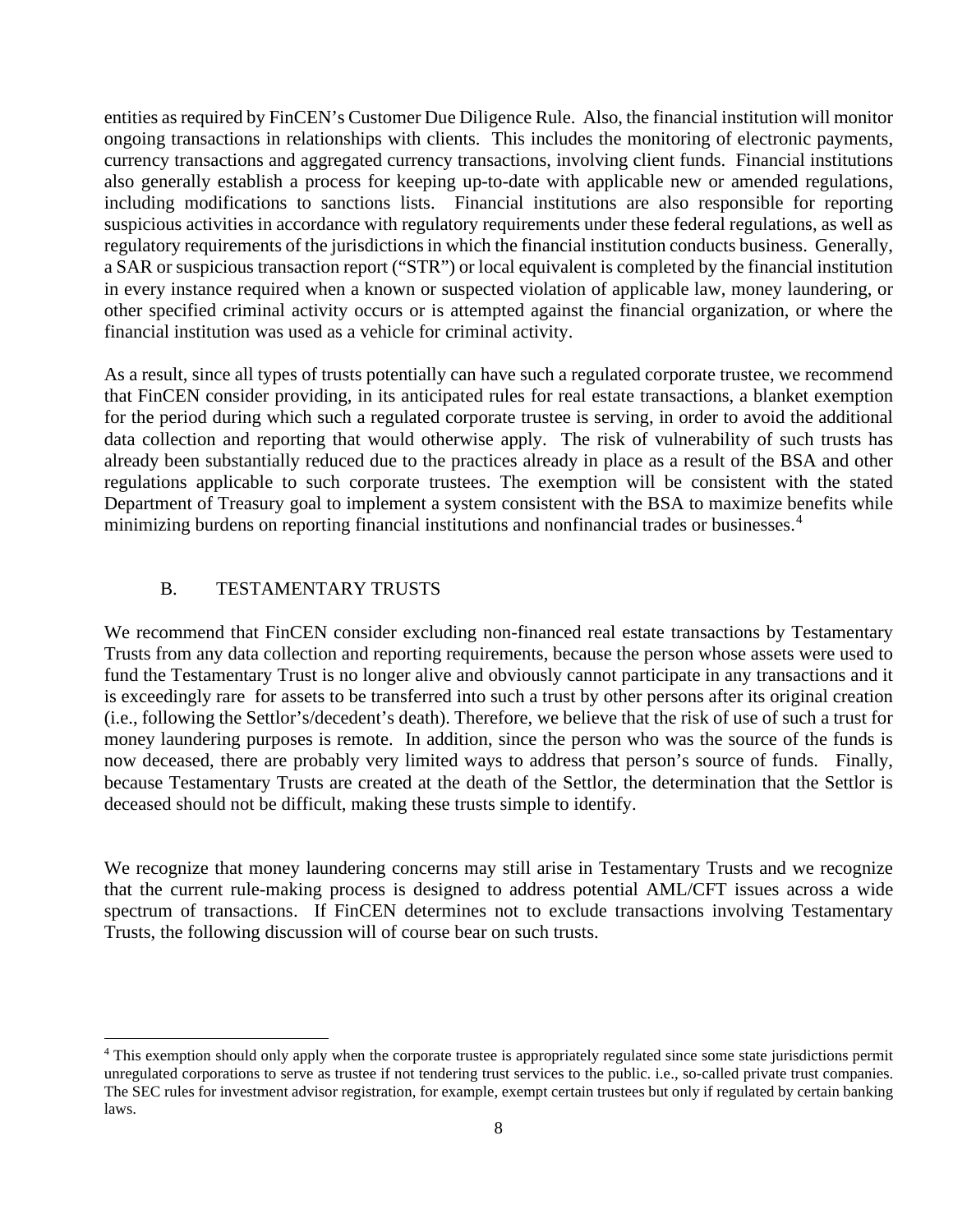entities as required by FinCEN's Customer Due Diligence Rule. Also, the financial institution will monitor ongoing transactions in relationships with clients. This includes the monitoring of electronic payments, currency transactions and aggregated currency transactions, involving client funds. Financial institutions also generally establish a process for keeping up-to-date with applicable new or amended regulations, including modifications to sanctions lists. Financial institutions are also responsible for reporting suspicious activities in accordance with regulatory requirements under these federal regulations, as well as regulatory requirements of the jurisdictions in which the financial institution conducts business. Generally, a SAR or suspicious transaction report ("STR") or local equivalent is completed by the financial institution in every instance required when a known or suspected violation of applicable law, money laundering, or other specified criminal activity occurs or is attempted against the financial organization, or where the financial institution was used as a vehicle for criminal activity.

As a result, since all types of trusts potentially can have such a regulated corporate trustee, we recommend that FinCEN consider providing, in its anticipated rules for real estate transactions, a blanket exemption for the period during which such a regulated corporate trustee is serving, in order to avoid the additional data collection and reporting that would otherwise apply. The risk of vulnerability of such trusts has already been substantially reduced due to the practices already in place as a result of the BSA and other regulations applicable to such corporate trustees. The exemption will be consistent with the stated Department of Treasury goal to implement a system consistent with the BSA to maximize benefits while minimizing burdens on reporting financial institutions and nonfinancial trades or businesses.[4]

### B. TESTAMENTARY TRUSTS

We recommend that FinCEN consider excluding non-financed real estate transactions by Testamentary Trusts from any data collection and reporting requirements, because the person whose assets were used to fund the Testamentary Trust is no longer alive and obviously cannot participate in any transactions and it is exceedingly rare for assets to be transferred into such a trust by other persons after its original creation (i.e., following the Settlor's/decedent's death). Therefore, we believe that the risk of use of such a trust for money laundering purposes is remote. In addition, since the person who was the source of the funds is now deceased, there are probably very limited ways to address that person's source of funds. Finally, because Testamentary Trusts are created at the death of the Settlor, the determination that the Settlor is deceased should not be difficult, making these trusts simple to identify.

We recognize that money laundering concerns may still arise in Testamentary Trusts and we recognize that the current rule-making process is designed to address potential AML/CFT issues across a wide spectrum of transactions. If FinCEN determines not to exclude transactions involving Testamentary Trusts, the following discussion will of course bear on such trusts.

---

[4] This exemption should only apply when the corporate trustee is appropriately regulated since some state jurisdictions permit unregulated corporations to serve as trustee if not tendering trust services to the public. i.e., so-called private trust companies. The SEC rules for investment advisor registration, for example, exempt certain trustees but only if regulated by certain banking laws.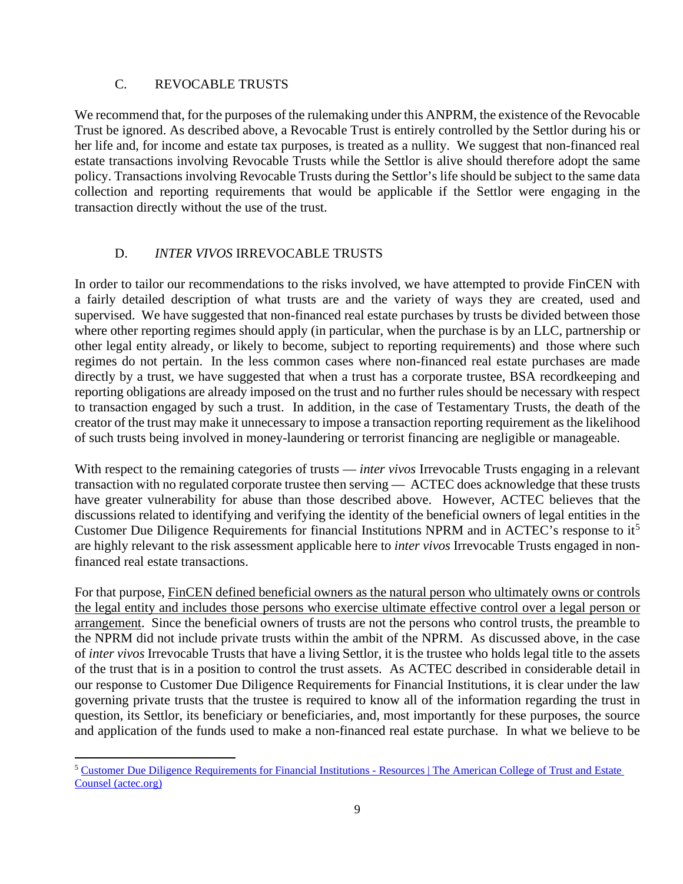## C. REVOCABLE TRUSTS

We recommend that, for the purposes of the rulemaking under this ANPRM, the existence of the Revocable Trust be ignored. As described above, a Revocable Trust is entirely controlled by the Settlor during his or her life and, for income and estate tax purposes, is treated as a nullity. We suggest that non-financed real estate transactions involving Revocable Trusts while the Settlor is alive should therefore adopt the same policy. Transactions involving Revocable Trusts during the Settlor's life should be subject to the same data collection and reporting requirements that would be applicable if the Settlor were engaging in the transaction directly without the use of the trust.

## D. *INTER VIVOS* IRREVOCABLE TRUSTS

In order to tailor our recommendations to the risks involved, we have attempted to provide FinCEN with a fairly detailed description of what trusts are and the variety of ways they are created, used and supervised. We have suggested that non-financed real estate purchases by trusts be divided between those where other reporting regimes should apply (in particular, when the purchase is by an LLC, partnership or other legal entity already, or likely to become, subject to reporting requirements) and those where such regimes do not pertain. In the less common cases where non-financed real estate purchases are made directly by a trust, we have suggested that when a trust has a corporate trustee, BSA recordkeeping and reporting obligations are already imposed on the trust and no further rules should be necessary with respect to transaction engaged by such a trust. In addition, in the case of Testamentary Trusts, the death of the creator of the trust may make it unnecessary to impose a transaction reporting requirement as the likelihood of such trusts being involved in money-laundering or terrorist financing are negligible or manageable.

With respect to the remaining categories of trusts — *inter vivos* Irrevocable Trusts engaging in a relevant transaction with no regulated corporate trustee then serving — ACTEC does acknowledge that these trusts have greater vulnerability for abuse than those described above. However, ACTEC believes that the discussions related to identifying and verifying the identity of the beneficial owners of legal entities in the Customer Due Diligence Requirements for financial Institutions NPRM and in ACTEC's response to it[5] are highly relevant to the risk assessment applicable here to *inter vivos* Irrevocable Trusts engaged in non-financed real estate transactions.

For that purpose, <u>FinCEN defined beneficial owners as the natural person who ultimately owns or controls the legal entity and includes those persons who exercise ultimate effective control over a legal person or arrangement</u>. Since the beneficial owners of trusts are not the persons who control trusts, the preamble to the NPRM did not include private trusts within the ambit of the NPRM. As discussed above, in the case of *inter vivos* Irrevocable Trusts that have a living Settlor, it is the trustee who holds legal title to the assets of the trust that is in a position to control the trust assets. As ACTEC described in considerable detail in our response to Customer Due Diligence Requirements for Financial Institutions, it is clear under the law governing private trusts that the trustee is required to know all of the information regarding the trust in question, its Settlor, its beneficiary or beneficiaries, and, most importantly for these purposes, the source and application of the funds used to make a non-financed real estate purchase. In what we believe to be

---

[5] [Customer Due Diligence Requirements for Financial Institutions - Resources | The American College of Trust and Estate Counsel (actec.org)]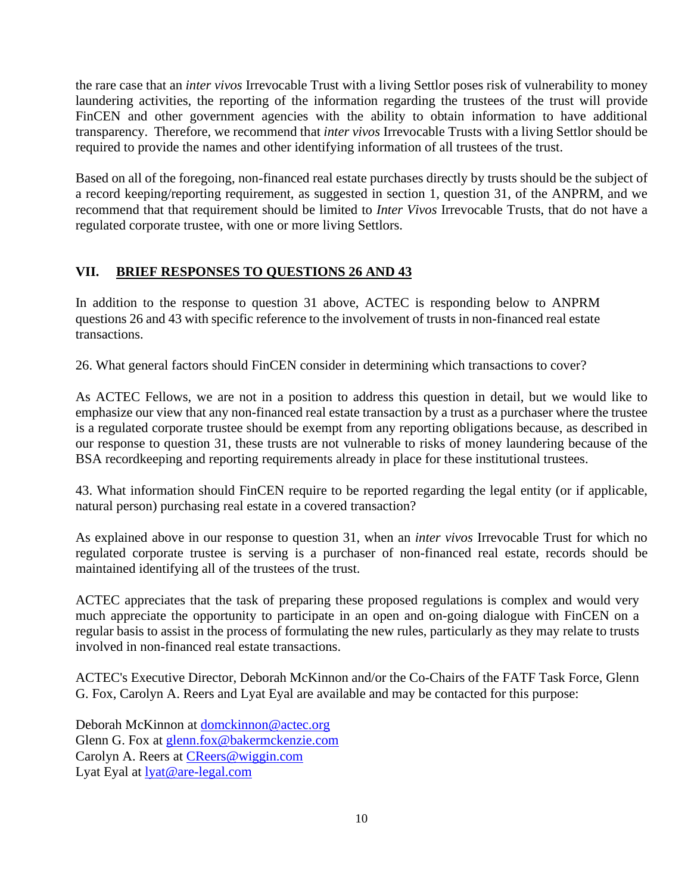the rare case that an *inter vivos* Irrevocable Trust with a living Settlor poses risk of vulnerability to money laundering activities, the reporting of the information regarding the trustees of the trust will provide FinCEN and other government agencies with the ability to obtain information to have additional transparency. Therefore, we recommend that *inter vivos* Irrevocable Trusts with a living Settlor should be required to provide the names and other identifying information of all trustees of the trust.

Based on all of the foregoing, non-financed real estate purchases directly by trusts should be the subject of a record keeping/reporting requirement, as suggested in section 1, question 31, of the ANPRM, and we recommend that that requirement should be limited to *Inter Vivos* Irrevocable Trusts, that do not have a regulated corporate trustee, with one or more living Settlors.

## VII. BRIEF RESPONSES TO QUESTIONS 26 AND 43

In addition to the response to question 31 above, ACTEC is responding below to ANPRM questions 26 and 43 with specific reference to the involvement of trusts in non-financed real estate transactions.

26. What general factors should FinCEN consider in determining which transactions to cover?

As ACTEC Fellows, we are not in a position to address this question in detail, but we would like to emphasize our view that any non-financed real estate transaction by a trust as a purchaser where the trustee is a regulated corporate trustee should be exempt from any reporting obligations because, as described in our response to question 31, these trusts are not vulnerable to risks of money laundering because of the BSA recordkeeping and reporting requirements already in place for these institutional trustees.

43. What information should FinCEN require to be reported regarding the legal entity (or if applicable, natural person) purchasing real estate in a covered transaction?

As explained above in our response to question 31, when an *inter vivos* Irrevocable Trust for which no regulated corporate trustee is serving is a purchaser of non-financed real estate, records should be maintained identifying all of the trustees of the trust.

ACTEC appreciates that the task of preparing these proposed regulations is complex and would very much appreciate the opportunity to participate in an open and on-going dialogue with FinCEN on a regular basis to assist in the process of formulating the new rules, particularly as they may relate to trusts involved in non-financed real estate transactions.

ACTEC's Executive Director, Deborah McKinnon and/or the Co-Chairs of the FATF Task Force, Glenn G. Fox, Carolyn A. Reers and Lyat Eyal are available and may be contacted for this purpose:

Deborah McKinnon at domckinnon@actec.org
Glenn G. Fox at glenn.fox@bakermckenzie.com
Carolyn A. Reers at CReers@wiggin.com
Lyat Eyal at lyat@are-legal.com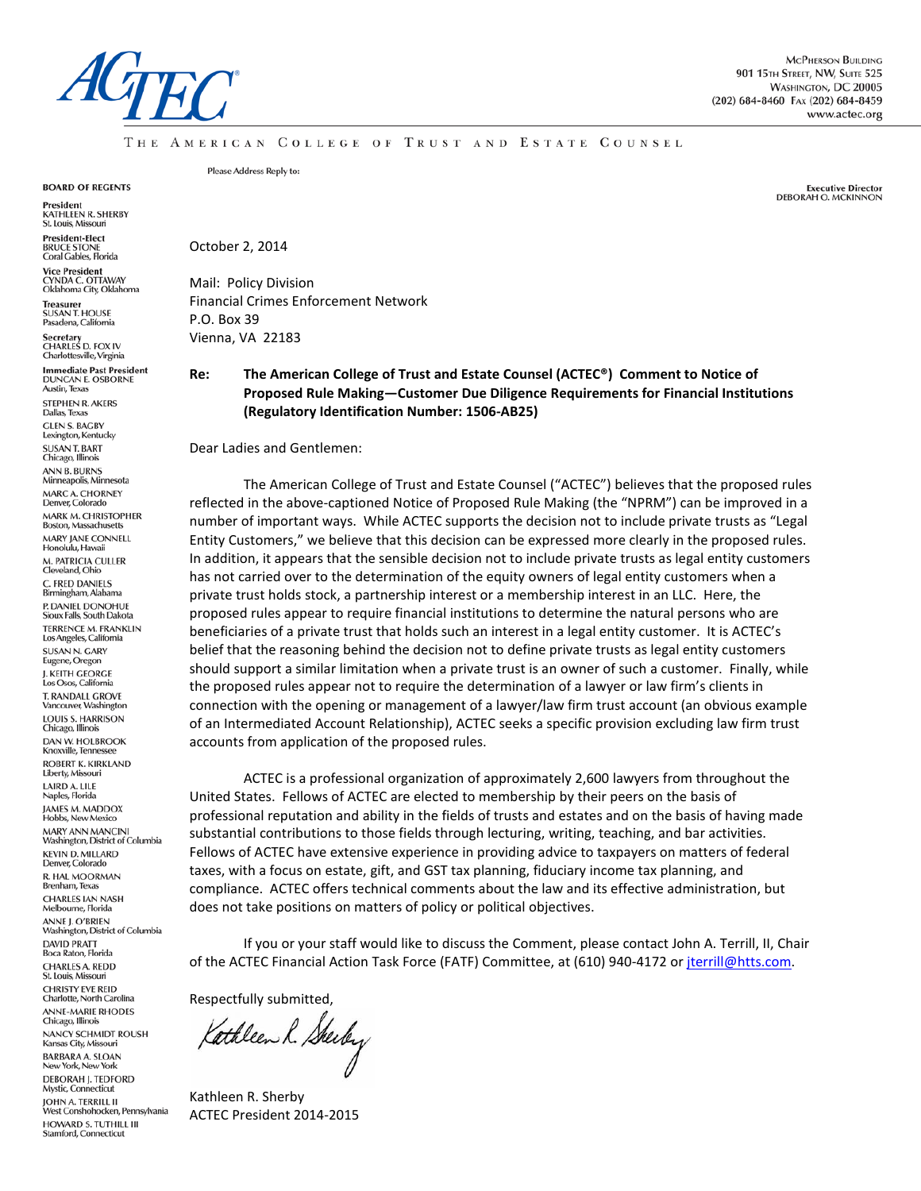# ACTEC

McPherson Building
901 15th Street, NW, Suite 525
Washington, DC 20005
(202) 684-8460 Fax (202) 684-8459
www.actec.org

THE AMERICAN COLLEGE OF TRUST AND ESTATE COUNSEL

Please Address Reply to:

Executive Director
DEBORAH O. MCKINNON

**BOARD OF REGENTS**

**President**
KATHLEEN R. SHERBY
St. Louis, Missouri

**President-Elect**
BRUCE STONE
Coral Gables, Florida

**Vice President**
CYNDA C. OTTAWAY
Oklahoma City, Oklahoma

**Treasurer**
SUSAN T. HOUSE
Pasadena, California

**Secretary**
CHARLES D. FOX IV
Charlottesville, Virginia

**Immediate Past President**
DUNCAN E. OSBORNE
Austin, Texas

STEPHEN R. AKERS
Dallas, Texas

GLEN S. BAGBY
Lexington, Kentucky

SUSAN T. BART
Chicago, Illinois

ANN B. BURNS
Minneapolis, Minnesota

MARC A. CHORNEY
Denver, Colorado

MARK M. CHRISTOPHER
Boston, Massachusetts

MARY JANE CONNELL
Honolulu, Hawaii

M. PATRICIA CULLER
Cleveland, Ohio

C. FRED DANIELS
Birmingham, Alabama

P. DANIEL DONOHUE
Sioux Falls, South Dakota

TERRENCE M. FRANKLIN
Los Angeles, California

SUSAN N. GARY
Eugene, Oregon

J. KEITH GEORGE
Los Osos, California

T. RANDALL GROVE
Vancouver, Washington

LOUIS S. HARRISON
Chicago, Illinois

DAN W. HOLBROOK
Knoxville, Tennessee

ROBERT K. KIRKLAND
Liberty, Missouri

LAIRD A. LILE
Naples, Florida

JAMES M. MADDOX
Hobbs, New Mexico

MARY ANN MANCINI
Washington, District of Columbia

KEVIN D. MILLARD
Denver, Colorado

R. HAL MOORMAN
Brenham, Texas

CHARLES IAN NASH
Melbourne, Florida

ANNE J. O'BRIEN
Washington, District of Columbia

DAVID PRATT
Boca Raton, Florida

CHARLES A. REDD
St. Louis, Missouri

CHRISTY EVE REID
Charlotte, North Carolina

ANNE-MARIE RHODES
Chicago, Illinois

NANCY SCHMIDT ROUSH
Kansas City, Missouri

BARBARA A. SLOAN
New York, New York

DEBORAH J. TEDFORD
Mystic, Connecticut

JOHN A. TERRILL II
West Conshohocken, Pennsylvania

HOWARD S. TUTHILL III
Stamford, Connecticut

October 2, 2014

Mail: Policy Division
Financial Crimes Enforcement Network
P.O. Box 39
Vienna, VA 22183

**Re: The American College of Trust and Estate Counsel (ACTEC®) Comment to Notice of Proposed Rule Making—Customer Due Diligence Requirements for Financial Institutions (Regulatory Identification Number: 1506-AB25)**

Dear Ladies and Gentlemen:

The American College of Trust and Estate Counsel ("ACTEC") believes that the proposed rules reflected in the above-captioned Notice of Proposed Rule Making (the "NPRM") can be improved in a number of important ways. While ACTEC supports the decision not to include private trusts as "Legal Entity Customers," we believe that this decision can be expressed more clearly in the proposed rules. In addition, it appears that the sensible decision not to include private trusts as legal entity customers has not carried over to the determination of the equity owners of legal entity customers when a private trust holds stock, a partnership interest or a membership interest in an LLC. Here, the proposed rules appear to require financial institutions to determine the natural persons who are beneficiaries of a private trust that holds such an interest in a legal entity customer. It is ACTEC's belief that the reasoning behind the decision not to define private trusts as legal entity customers should support a similar limitation when a private trust is an owner of such a customer. Finally, while the proposed rules appear not to require the determination of a lawyer or law firm's clients in connection with the opening or management of a lawyer/law firm trust account (an obvious example of an Intermediated Account Relationship), ACTEC seeks a specific provision excluding law firm trust accounts from application of the proposed rules.

ACTEC is a professional organization of approximately 2,600 lawyers from throughout the United States. Fellows of ACTEC are elected to membership by their peers on the basis of professional reputation and ability in the fields of trusts and estates and on the basis of having made substantial contributions to those fields through lecturing, writing, teaching, and bar activities. Fellows of ACTEC have extensive experience in providing advice to taxpayers on matters of federal taxes, with a focus on estate, gift, and GST tax planning, fiduciary income tax planning, and compliance. ACTEC offers technical comments about the law and its effective administration, but does not take positions on matters of policy or political objectives.

If you or your staff would like to discuss the Comment, please contact John A. Terrill, II, Chair of the ACTEC Financial Action Task Force (FATF) Committee, at (610) 940-4172 or jterrill@htts.com.

Respectfully submitted,

*Kathleen R. Sherby*

Kathleen R. Sherby
ACTEC President 2014-2015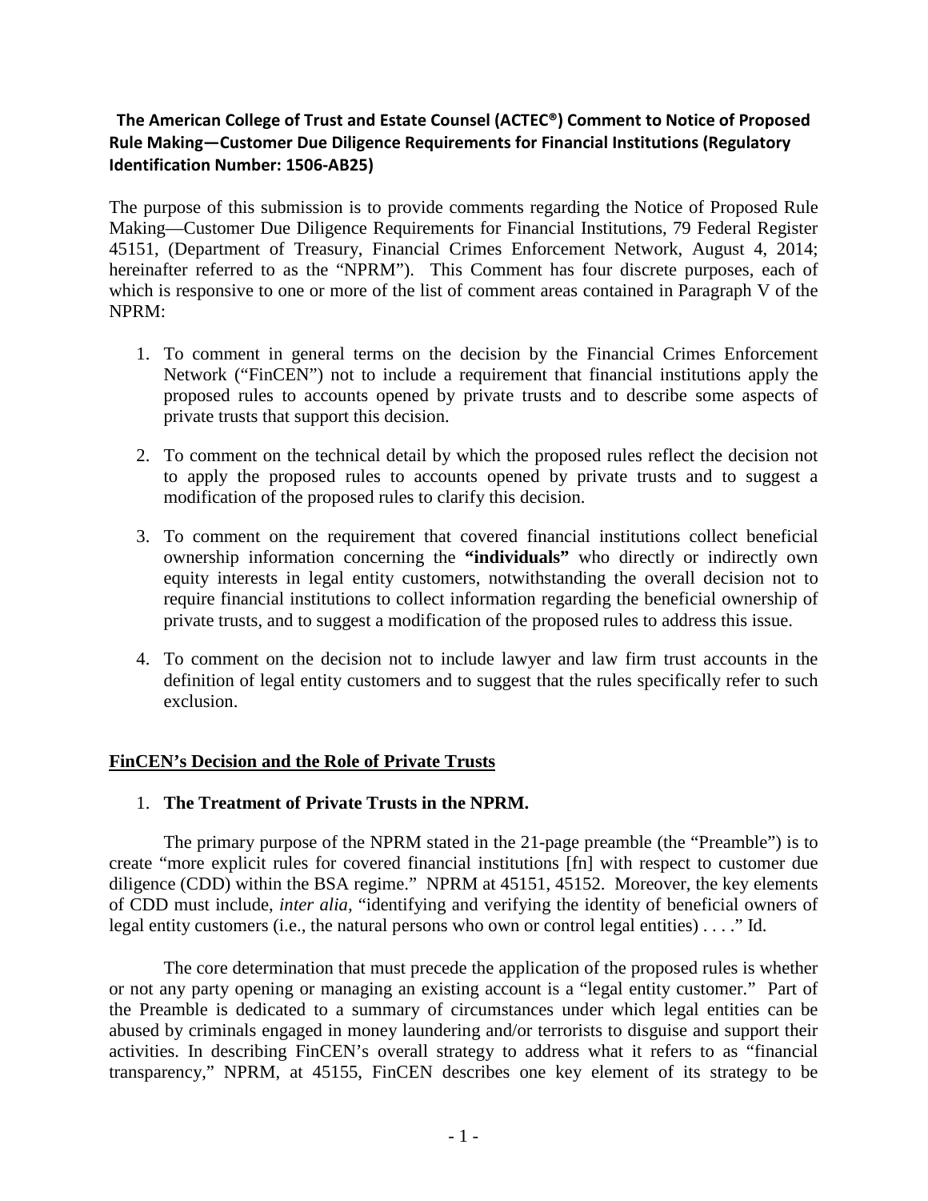**The American College of Trust and Estate Counsel (ACTEC®) Comment to Notice of Proposed Rule Making—Customer Due Diligence Requirements for Financial Institutions (Regulatory Identification Number: 1506-AB25)**

The purpose of this submission is to provide comments regarding the Notice of Proposed Rule Making—Customer Due Diligence Requirements for Financial Institutions, 79 Federal Register 45151, (Department of Treasury, Financial Crimes Enforcement Network, August 4, 2014; hereinafter referred to as the "NPRM"). This Comment has four discrete purposes, each of which is responsive to one or more of the list of comment areas contained in Paragraph V of the NPRM:

1. To comment in general terms on the decision by the Financial Crimes Enforcement Network ("FinCEN") not to include a requirement that financial institutions apply the proposed rules to accounts opened by private trusts and to describe some aspects of private trusts that support this decision.

2. To comment on the technical detail by which the proposed rules reflect the decision not to apply the proposed rules to accounts opened by private trusts and to suggest a modification of the proposed rules to clarify this decision.

3. To comment on the requirement that covered financial institutions collect beneficial ownership information concerning the **"individuals"** who directly or indirectly own equity interests in legal entity customers, notwithstanding the overall decision not to require financial institutions to collect information regarding the beneficial ownership of private trusts, and to suggest a modification of the proposed rules to address this issue.

4. To comment on the decision not to include lawyer and law firm trust accounts in the definition of legal entity customers and to suggest that the rules specifically refer to such exclusion.

## FinCEN's Decision and the Role of Private Trusts

1. **The Treatment of Private Trusts in the NPRM.**

The primary purpose of the NPRM stated in the 21-page preamble (the "Preamble") is to create "more explicit rules for covered financial institutions [fn] with respect to customer due diligence (CDD) within the BSA regime." NPRM at 45151, 45152. Moreover, the key elements of CDD must include, *inter alia,* "identifying and verifying the identity of beneficial owners of legal entity customers (i.e., the natural persons who own or control legal entities) . . . ." Id.

The core determination that must precede the application of the proposed rules is whether or not any party opening or managing an existing account is a "legal entity customer." Part of the Preamble is dedicated to a summary of circumstances under which legal entities can be abused by criminals engaged in money laundering and/or terrorists to disguise and support their activities. In describing FinCEN's overall strategy to address what it refers to as "financial transparency," NPRM, at 45155, FinCEN describes one key element of its strategy to be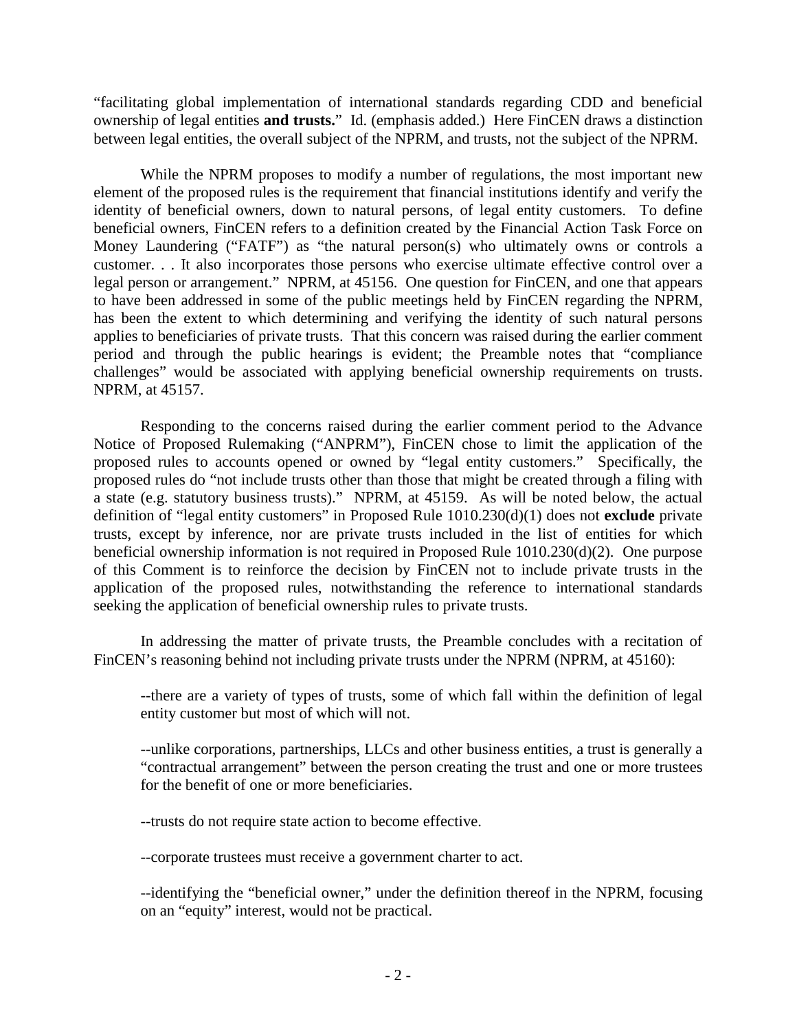"facilitating global implementation of international standards regarding CDD and beneficial ownership of legal entities **and trusts.**" Id. (emphasis added.) Here FinCEN draws a distinction between legal entities, the overall subject of the NPRM, and trusts, not the subject of the NPRM.

While the NPRM proposes to modify a number of regulations, the most important new element of the proposed rules is the requirement that financial institutions identify and verify the identity of beneficial owners, down to natural persons, of legal entity customers. To define beneficial owners, FinCEN refers to a definition created by the Financial Action Task Force on Money Laundering ("FATF") as "the natural person(s) who ultimately owns or controls a customer. . . It also incorporates those persons who exercise ultimate effective control over a legal person or arrangement." NPRM, at 45156. One question for FinCEN, and one that appears to have been addressed in some of the public meetings held by FinCEN regarding the NPRM, has been the extent to which determining and verifying the identity of such natural persons applies to beneficiaries of private trusts. That this concern was raised during the earlier comment period and through the public hearings is evident; the Preamble notes that "compliance challenges" would be associated with applying beneficial ownership requirements on trusts. NPRM, at 45157.

Responding to the concerns raised during the earlier comment period to the Advance Notice of Proposed Rulemaking ("ANPRM"), FinCEN chose to limit the application of the proposed rules to accounts opened or owned by "legal entity customers." Specifically, the proposed rules do "not include trusts other than those that might be created through a filing with a state (e.g. statutory business trusts)." NPRM, at 45159. As will be noted below, the actual definition of "legal entity customers" in Proposed Rule 1010.230(d)(1) does not **exclude** private trusts, except by inference, nor are private trusts included in the list of entities for which beneficial ownership information is not required in Proposed Rule 1010.230(d)(2). One purpose of this Comment is to reinforce the decision by FinCEN not to include private trusts in the application of the proposed rules, notwithstanding the reference to international standards seeking the application of beneficial ownership rules to private trusts.

In addressing the matter of private trusts, the Preamble concludes with a recitation of FinCEN's reasoning behind not including private trusts under the NPRM (NPRM, at 45160):

--there are a variety of types of trusts, some of which fall within the definition of legal entity customer but most of which will not.

--unlike corporations, partnerships, LLCs and other business entities, a trust is generally a "contractual arrangement" between the person creating the trust and one or more trustees for the benefit of one or more beneficiaries.

--trusts do not require state action to become effective.

--corporate trustees must receive a government charter to act.

--identifying the "beneficial owner," under the definition thereof in the NPRM, focusing on an "equity" interest, would not be practical.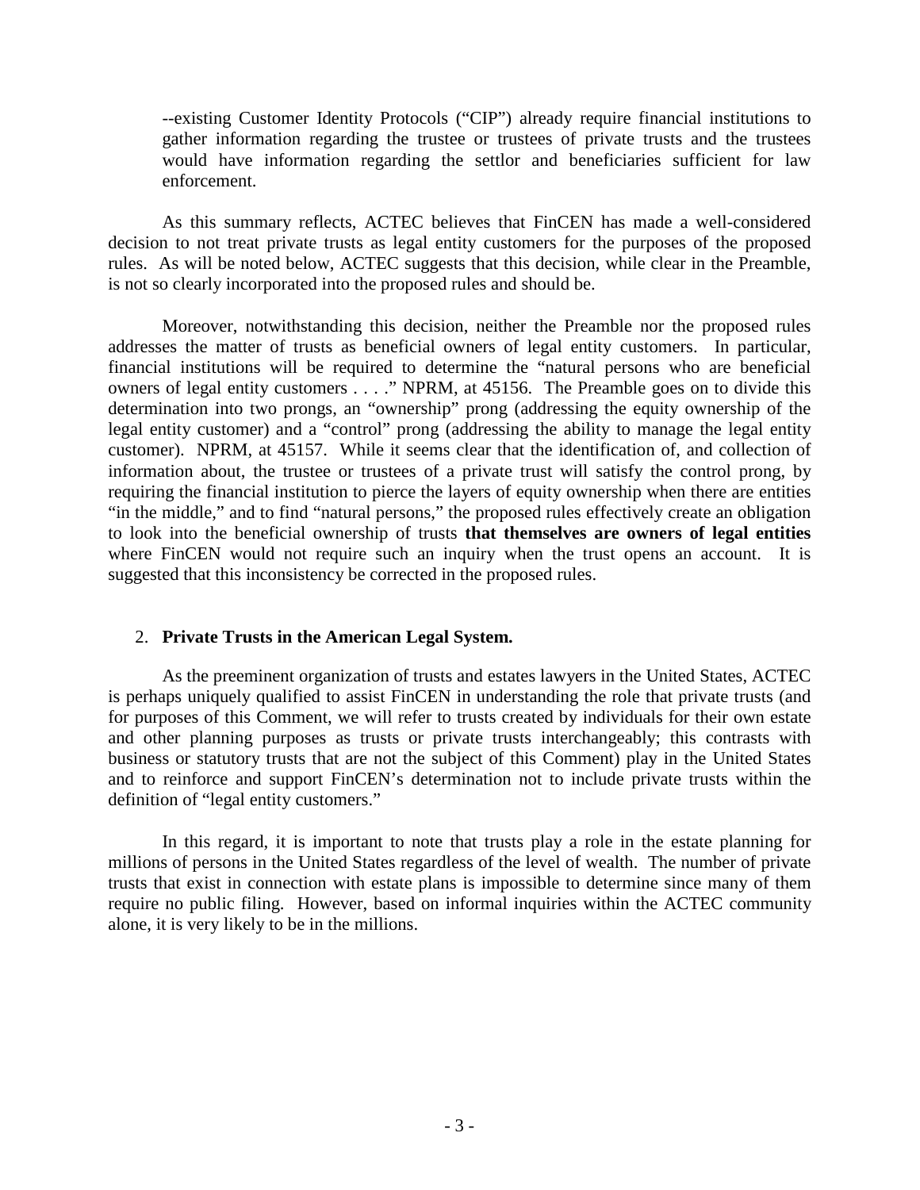--existing Customer Identity Protocols ("CIP") already require financial institutions to gather information regarding the trustee or trustees of private trusts and the trustees would have information regarding the settlor and beneficiaries sufficient for law enforcement.

As this summary reflects, ACTEC believes that FinCEN has made a well-considered decision to not treat private trusts as legal entity customers for the purposes of the proposed rules. As will be noted below, ACTEC suggests that this decision, while clear in the Preamble, is not so clearly incorporated into the proposed rules and should be.

Moreover, notwithstanding this decision, neither the Preamble nor the proposed rules addresses the matter of trusts as beneficial owners of legal entity customers. In particular, financial institutions will be required to determine the "natural persons who are beneficial owners of legal entity customers . . . ." NPRM, at 45156. The Preamble goes on to divide this determination into two prongs, an "ownership" prong (addressing the equity ownership of the legal entity customer) and a "control" prong (addressing the ability to manage the legal entity customer). NPRM, at 45157. While it seems clear that the identification of, and collection of information about, the trustee or trustees of a private trust will satisfy the control prong, by requiring the financial institution to pierce the layers of equity ownership when there are entities "in the middle," and to find "natural persons," the proposed rules effectively create an obligation to look into the beneficial ownership of trusts **that themselves are owners of legal entities** where FinCEN would not require such an inquiry when the trust opens an account. It is suggested that this inconsistency be corrected in the proposed rules.

2. **Private Trusts in the American Legal System.**

As the preeminent organization of trusts and estates lawyers in the United States, ACTEC is perhaps uniquely qualified to assist FinCEN in understanding the role that private trusts (and for purposes of this Comment, we will refer to trusts created by individuals for their own estate and other planning purposes as trusts or private trusts interchangeably; this contrasts with business or statutory trusts that are not the subject of this Comment) play in the United States and to reinforce and support FinCEN's determination not to include private trusts within the definition of "legal entity customers."

In this regard, it is important to note that trusts play a role in the estate planning for millions of persons in the United States regardless of the level of wealth. The number of private trusts that exist in connection with estate plans is impossible to determine since many of them require no public filing. However, based on informal inquiries within the ACTEC community alone, it is very likely to be in the millions.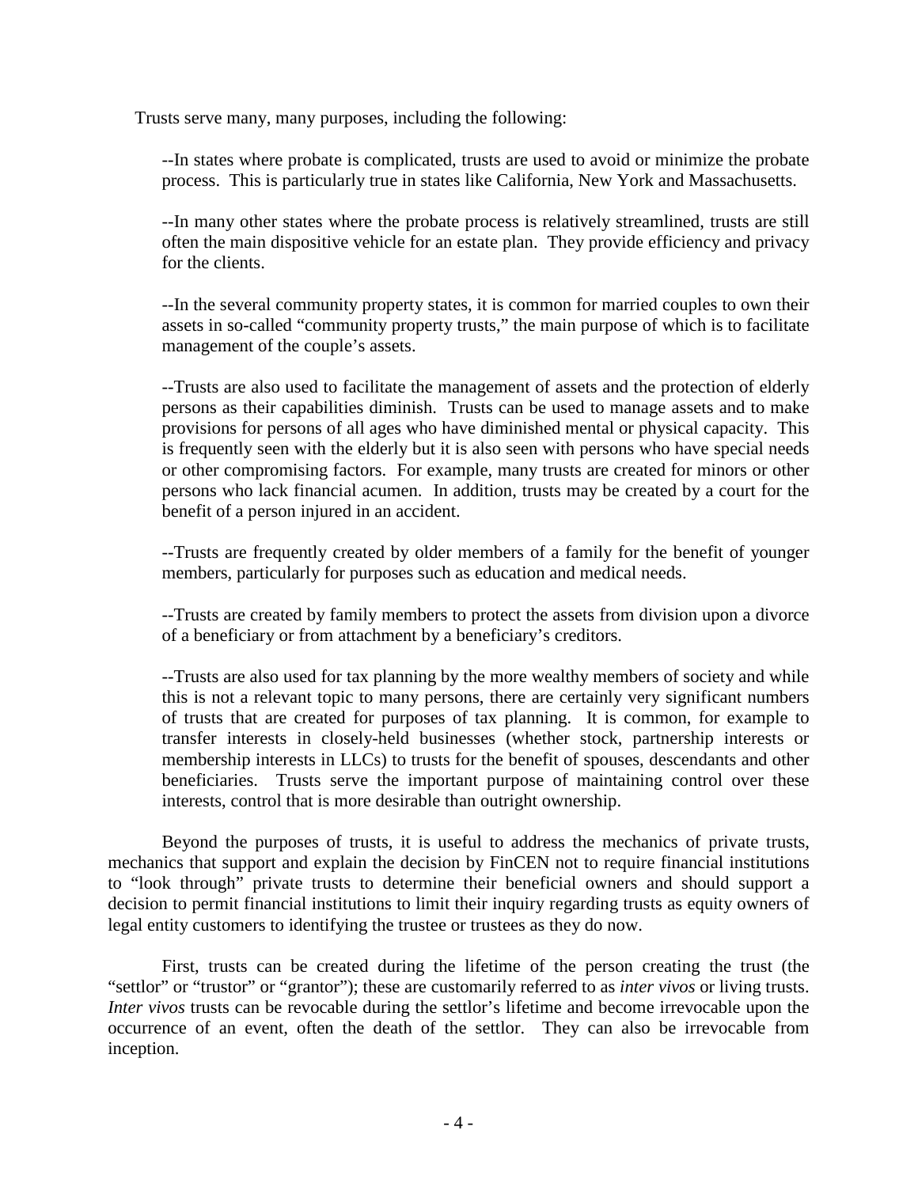Trusts serve many, many purposes, including the following:

--In states where probate is complicated, trusts are used to avoid or minimize the probate process. This is particularly true in states like California, New York and Massachusetts.

--In many other states where the probate process is relatively streamlined, trusts are still often the main dispositive vehicle for an estate plan. They provide efficiency and privacy for the clients.

--In the several community property states, it is common for married couples to own their assets in so-called "community property trusts," the main purpose of which is to facilitate management of the couple's assets.

--Trusts are also used to facilitate the management of assets and the protection of elderly persons as their capabilities diminish. Trusts can be used to manage assets and to make provisions for persons of all ages who have diminished mental or physical capacity. This is frequently seen with the elderly but it is also seen with persons who have special needs or other compromising factors. For example, many trusts are created for minors or other persons who lack financial acumen. In addition, trusts may be created by a court for the benefit of a person injured in an accident.

--Trusts are frequently created by older members of a family for the benefit of younger members, particularly for purposes such as education and medical needs.

--Trusts are created by family members to protect the assets from division upon a divorce of a beneficiary or from attachment by a beneficiary's creditors.

--Trusts are also used for tax planning by the more wealthy members of society and while this is not a relevant topic to many persons, there are certainly very significant numbers of trusts that are created for purposes of tax planning. It is common, for example to transfer interests in closely-held businesses (whether stock, partnership interests or membership interests in LLCs) to trusts for the benefit of spouses, descendants and other beneficiaries. Trusts serve the important purpose of maintaining control over these interests, control that is more desirable than outright ownership.

Beyond the purposes of trusts, it is useful to address the mechanics of private trusts, mechanics that support and explain the decision by FinCEN not to require financial institutions to "look through" private trusts to determine their beneficial owners and should support a decision to permit financial institutions to limit their inquiry regarding trusts as equity owners of legal entity customers to identifying the trustee or trustees as they do now.

First, trusts can be created during the lifetime of the person creating the trust (the "settlor" or "trustor" or "grantor"); these are customarily referred to as *inter vivos* or living trusts. *Inter vivos* trusts can be revocable during the settlor's lifetime and become irrevocable upon the occurrence of an event, often the death of the settlor. They can also be irrevocable from inception.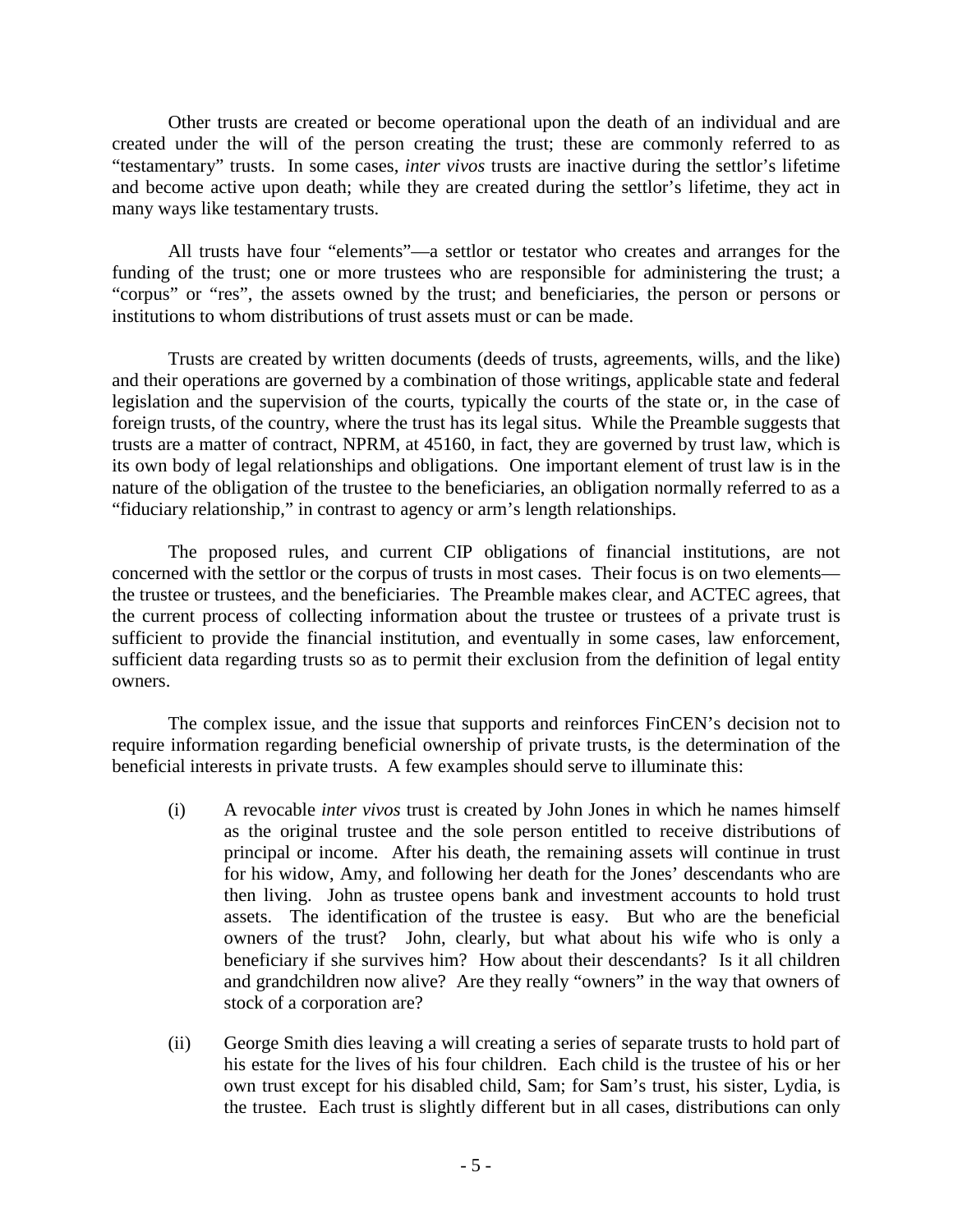Other trusts are created or become operational upon the death of an individual and are created under the will of the person creating the trust; these are commonly referred to as "testamentary" trusts. In some cases, *inter vivos* trusts are inactive during the settlor's lifetime and become active upon death; while they are created during the settlor's lifetime, they act in many ways like testamentary trusts.

All trusts have four "elements"—a settlor or testator who creates and arranges for the funding of the trust; one or more trustees who are responsible for administering the trust; a "corpus" or "res", the assets owned by the trust; and beneficiaries, the person or persons or institutions to whom distributions of trust assets must or can be made.

Trusts are created by written documents (deeds of trusts, agreements, wills, and the like) and their operations are governed by a combination of those writings, applicable state and federal legislation and the supervision of the courts, typically the courts of the state or, in the case of foreign trusts, of the country, where the trust has its legal situs. While the Preamble suggests that trusts are a matter of contract, NPRM, at 45160, in fact, they are governed by trust law, which is its own body of legal relationships and obligations. One important element of trust law is in the nature of the obligation of the trustee to the beneficiaries, an obligation normally referred to as a "fiduciary relationship," in contrast to agency or arm's length relationships.

The proposed rules, and current CIP obligations of financial institutions, are not concerned with the settlor or the corpus of trusts in most cases. Their focus is on two elements—the trustee or trustees, and the beneficiaries. The Preamble makes clear, and ACTEC agrees, that the current process of collecting information about the trustee or trustees of a private trust is sufficient to provide the financial institution, and eventually in some cases, law enforcement, sufficient data regarding trusts so as to permit their exclusion from the definition of legal entity owners.

The complex issue, and the issue that supports and reinforces FinCEN's decision not to require information regarding beneficial ownership of private trusts, is the determination of the beneficial interests in private trusts. A few examples should serve to illuminate this:

(i) A revocable *inter vivos* trust is created by John Jones in which he names himself as the original trustee and the sole person entitled to receive distributions of principal or income. After his death, the remaining assets will continue in trust for his widow, Amy, and following her death for the Jones' descendants who are then living. John as trustee opens bank and investment accounts to hold trust assets. The identification of the trustee is easy. But who are the beneficial owners of the trust? John, clearly, but what about his wife who is only a beneficiary if she survives him? How about their descendants? Is it all children and grandchildren now alive? Are they really "owners" in the way that owners of stock of a corporation are?

(ii) George Smith dies leaving a will creating a series of separate trusts to hold part of his estate for the lives of his four children. Each child is the trustee of his or her own trust except for his disabled child, Sam; for Sam's trust, his sister, Lydia, is the trustee. Each trust is slightly different but in all cases, distributions can only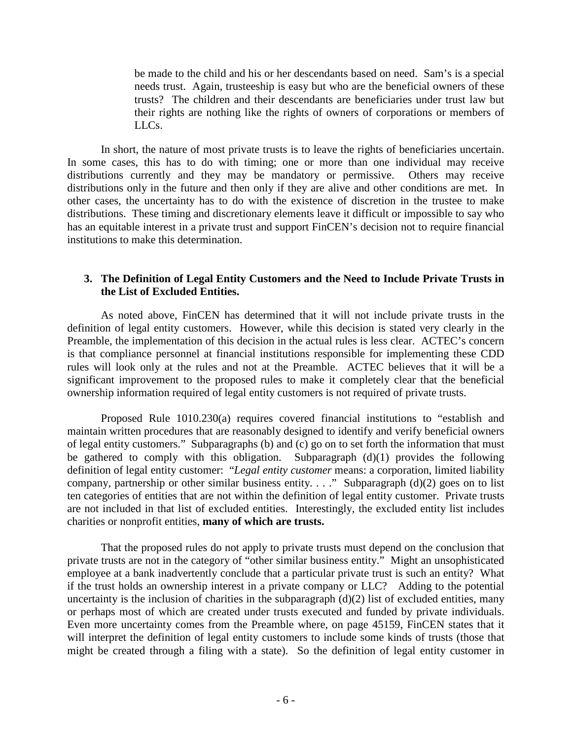> be made to the child and his or her descendants based on need. Sam's is a special needs trust. Again, trusteeship is easy but who are the beneficial owners of these trusts? The children and their descendants are beneficiaries under trust law but their rights are nothing like the rights of owners of corporations or members of LLCs.

In short, the nature of most private trusts is to leave the rights of beneficiaries uncertain. In some cases, this has to do with timing; one or more than one individual may receive distributions currently and they may be mandatory or permissive. Others may receive distributions only in the future and then only if they are alive and other conditions are met. In other cases, the uncertainty has to do with the existence of discretion in the trustee to make distributions. These timing and discretionary elements leave it difficult or impossible to say who has an equitable interest in a private trust and support FinCEN's decision not to require financial institutions to make this determination.

### 3. The Definition of Legal Entity Customers and the Need to Include Private Trusts in the List of Excluded Entities.

As noted above, FinCEN has determined that it will not include private trusts in the definition of legal entity customers. However, while this decision is stated very clearly in the Preamble, the implementation of this decision in the actual rules is less clear. ACTEC's concern is that compliance personnel at financial institutions responsible for implementing these CDD rules will look only at the rules and not at the Preamble. ACTEC believes that it will be a significant improvement to the proposed rules to make it completely clear that the beneficial ownership information required of legal entity customers is not required of private trusts.

Proposed Rule 1010.230(a) requires covered financial institutions to "establish and maintain written procedures that are reasonably designed to identify and verify beneficial owners of legal entity customers." Subparagraphs (b) and (c) go on to set forth the information that must be gathered to comply with this obligation. Subparagraph (d)(1) provides the following definition of legal entity customer: "*Legal entity customer* means: a corporation, limited liability company, partnership or other similar business entity. . . ." Subparagraph (d)(2) goes on to list ten categories of entities that are not within the definition of legal entity customer. Private trusts are not included in that list of excluded entities. Interestingly, the excluded entity list includes charities or nonprofit entities, **many of which are trusts.**

That the proposed rules do not apply to private trusts must depend on the conclusion that private trusts are not in the category of "other similar business entity." Might an unsophisticated employee at a bank inadvertently conclude that a particular private trust is such an entity? What if the trust holds an ownership interest in a private company or LLC? Adding to the potential uncertainty is the inclusion of charities in the subparagraph (d)(2) list of excluded entities, many or perhaps most of which are created under trusts executed and funded by private individuals. Even more uncertainty comes from the Preamble where, on page 45159, FinCEN states that it will interpret the definition of legal entity customers to include some kinds of trusts (those that might be created through a filing with a state). So the definition of legal entity customer in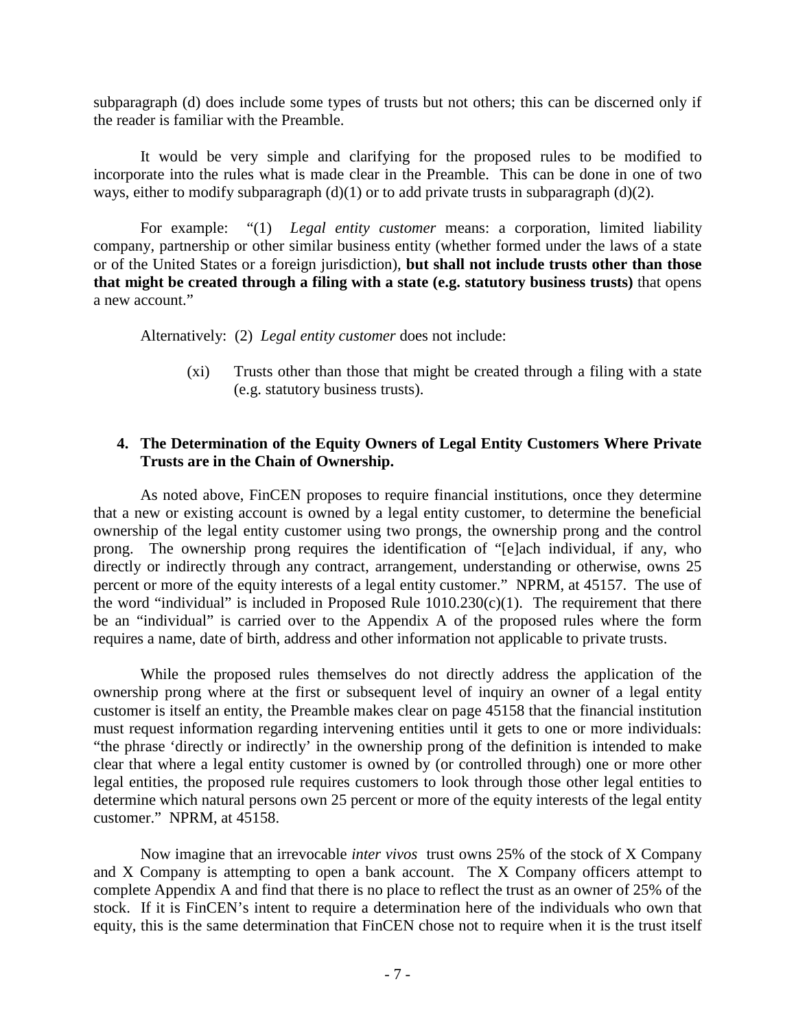subparagraph (d) does include some types of trusts but not others; this can be discerned only if the reader is familiar with the Preamble.

It would be very simple and clarifying for the proposed rules to be modified to incorporate into the rules what is made clear in the Preamble. This can be done in one of two ways, either to modify subparagraph (d)(1) or to add private trusts in subparagraph (d)(2).

For example: "(1) *Legal entity customer* means: a corporation, limited liability company, partnership or other similar business entity (whether formed under the laws of a state or of the United States or a foreign jurisdiction), **but shall not include trusts other than those that might be created through a filing with a state (e.g. statutory business trusts)** that opens a new account."

Alternatively: (2) *Legal entity customer* does not include:

> (xi) Trusts other than those that might be created through a filing with a state (e.g. statutory business trusts).

### 4. The Determination of the Equity Owners of Legal Entity Customers Where Private Trusts are in the Chain of Ownership.

As noted above, FinCEN proposes to require financial institutions, once they determine that a new or existing account is owned by a legal entity customer, to determine the beneficial ownership of the legal entity customer using two prongs, the ownership prong and the control prong. The ownership prong requires the identification of "[e]ach individual, if any, who directly or indirectly through any contract, arrangement, understanding or otherwise, owns 25 percent or more of the equity interests of a legal entity customer." NPRM, at 45157. The use of the word "individual" is included in Proposed Rule 1010.230(c)(1). The requirement that there be an "individual" is carried over to the Appendix A of the proposed rules where the form requires a name, date of birth, address and other information not applicable to private trusts.

While the proposed rules themselves do not directly address the application of the ownership prong where at the first or subsequent level of inquiry an owner of a legal entity customer is itself an entity, the Preamble makes clear on page 45158 that the financial institution must request information regarding intervening entities until it gets to one or more individuals: "the phrase 'directly or indirectly' in the ownership prong of the definition is intended to make clear that where a legal entity customer is owned by (or controlled through) one or more other legal entities, the proposed rule requires customers to look through those other legal entities to determine which natural persons own 25 percent or more of the equity interests of the legal entity customer." NPRM, at 45158.

Now imagine that an irrevocable *inter vivos* trust owns 25% of the stock of X Company and X Company is attempting to open a bank account. The X Company officers attempt to complete Appendix A and find that there is no place to reflect the trust as an owner of 25% of the stock. If it is FinCEN's intent to require a determination here of the individuals who own that equity, this is the same determination that FinCEN chose not to require when it is the trust itself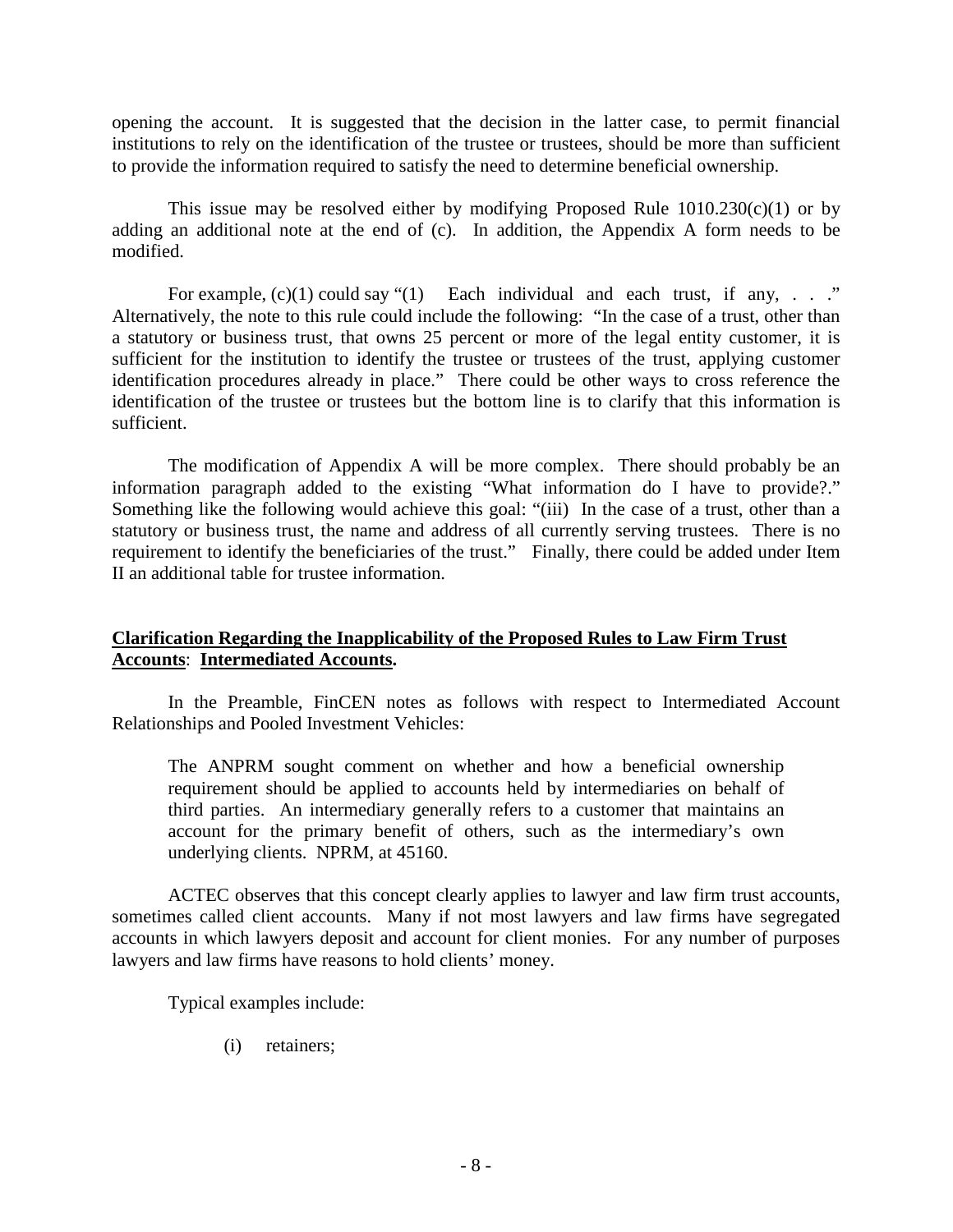opening the account. It is suggested that the decision in the latter case, to permit financial institutions to rely on the identification of the trustee or trustees, should be more than sufficient to provide the information required to satisfy the need to determine beneficial ownership.

This issue may be resolved either by modifying Proposed Rule 1010.230(c)(1) or by adding an additional note at the end of (c). In addition, the Appendix A form needs to be modified.

For example, (c)(1) could say "(1) Each individual and each trust, if any, . . ." Alternatively, the note to this rule could include the following: "In the case of a trust, other than a statutory or business trust, that owns 25 percent or more of the legal entity customer, it is sufficient for the institution to identify the trustee or trustees of the trust, applying customer identification procedures already in place." There could be other ways to cross reference the identification of the trustee or trustees but the bottom line is to clarify that this information is sufficient.

The modification of Appendix A will be more complex. There should probably be an information paragraph added to the existing "What information do I have to provide?." Something like the following would achieve this goal: "(iii) In the case of a trust, other than a statutory or business trust, the name and address of all currently serving trustees. There is no requirement to identify the beneficiaries of the trust." Finally, there could be added under Item II an additional table for trustee information.

**<u>Clarification Regarding the Inapplicability of the Proposed Rules to Law Firm Trust Accounts</u>: <u>Intermediated Accounts</u>.**

In the Preamble, FinCEN notes as follows with respect to Intermediated Account Relationships and Pooled Investment Vehicles:

> The ANPRM sought comment on whether and how a beneficial ownership requirement should be applied to accounts held by intermediaries on behalf of third parties. An intermediary generally refers to a customer that maintains an account for the primary benefit of others, such as the intermediary's own underlying clients. NPRM, at 45160.

ACTEC observes that this concept clearly applies to lawyer and law firm trust accounts, sometimes called client accounts. Many if not most lawyers and law firms have segregated accounts in which lawyers deposit and account for client monies. For any number of purposes lawyers and law firms have reasons to hold clients' money.

Typical examples include:

(i) retainers;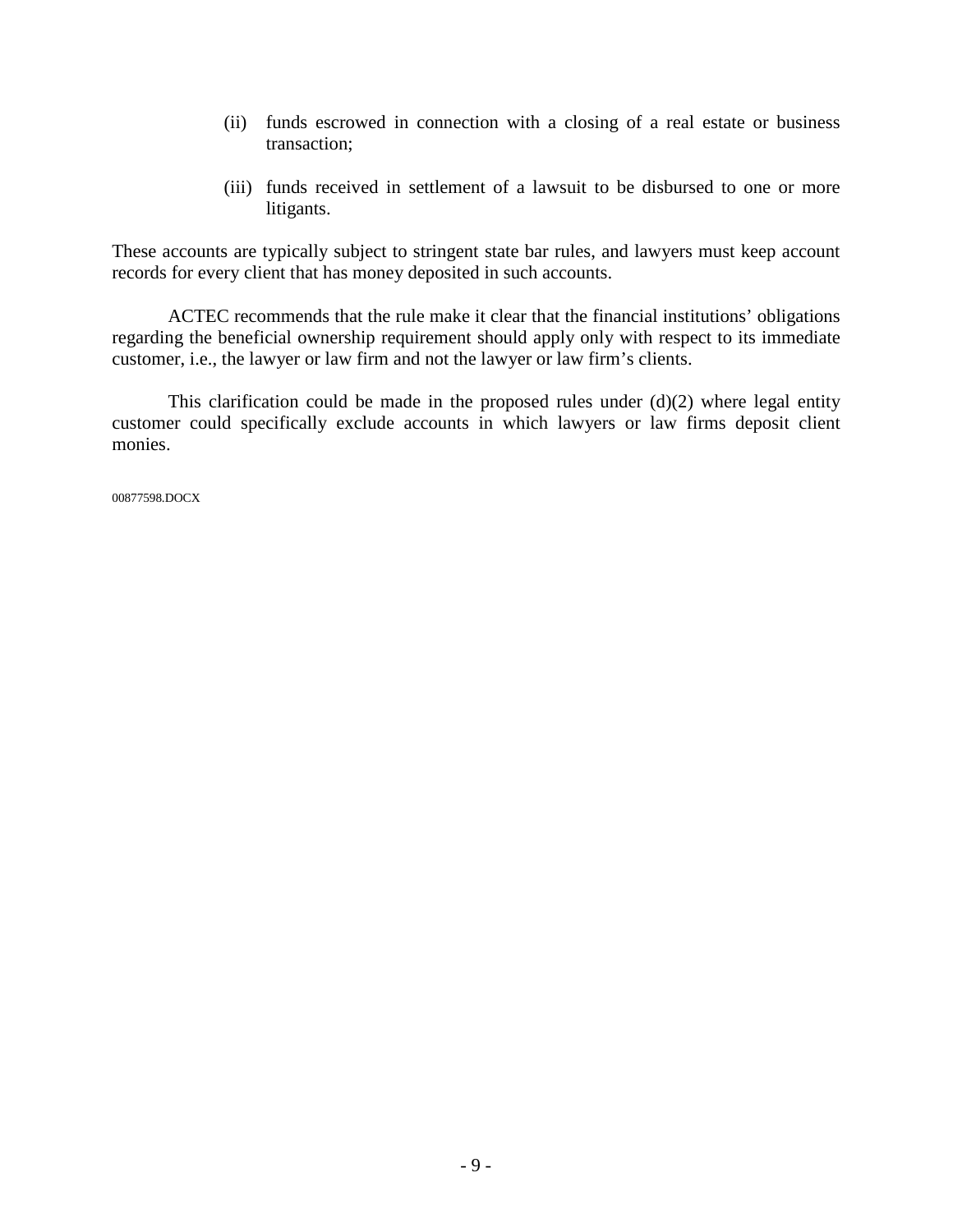(ii) funds escrowed in connection with a closing of a real estate or business transaction;

(iii) funds received in settlement of a lawsuit to be disbursed to one or more litigants.

These accounts are typically subject to stringent state bar rules, and lawyers must keep account records for every client that has money deposited in such accounts.

ACTEC recommends that the rule make it clear that the financial institutions' obligations regarding the beneficial ownership requirement should apply only with respect to its immediate customer, i.e., the lawyer or law firm and not the lawyer or law firm's clients.

This clarification could be made in the proposed rules under (d)(2) where legal entity customer could specifically exclude accounts in which lawyers or law firms deposit client monies.

00877598.DOCX